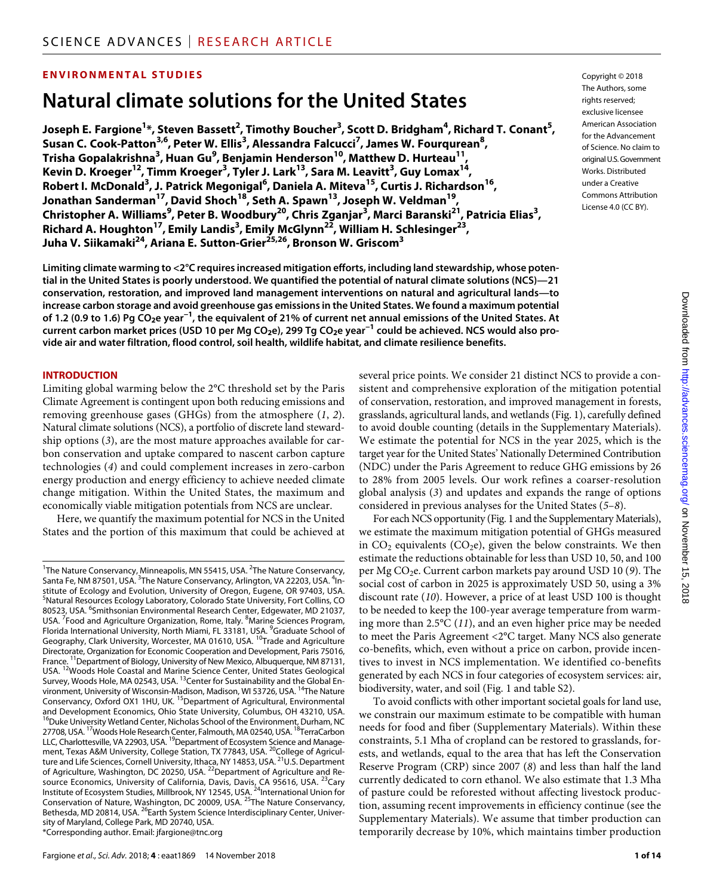ENVIRONMENTAL STUDIES

# Natural climate solutions for the United States

**Joseph E. Fargione[1]*, Steven Bassett[2], Timothy Boucher[3], Scott D. Bridgham[4], Richard T. Conant[5], Susan C. Cook-Patton[3,6], Peter W. Ellis[3], Alessandra Falcucci[7], James W. Fourqurean[8], Trisha Gopalakrishna[3], Huan Gu[9], Benjamin Henderson[10], Matthew D. Hurteau[11], Kevin D. Kroeger[12], Timm Kroeger[3], Tyler J. Lark[13], Sara M. Leavitt[3], Guy Lomax[14], Robert I. McDonald[3], J. Patrick Megonigal[6], Daniela A. Miteva[15], Curtis J. Richardson[16], Jonathan Sanderman[17], David Shoch[18], Seth A. Spawn[13], Joseph W. Veldman[19], Christopher A. Williams[9], Peter B. Woodbury[20], Chris Zganjar[3], Marci Baranski[21], Patricia Elias[3], Richard A. Houghton[17], Emily Landis[3], Emily McGlynn[22], William H. Schlesinger[23], Juha V. Siikamaki[24], Ariana E. Sutton-Grier[25,26], Bronson W. Griscom[3]**

Copyright © 2018 The Authors, some rights reserved; exclusive licensee American Association for the Advancement of Science. No claim to original U.S. Government Works. Distributed under a Creative Commons Attribution License 4.0 (CC BY).

**Limiting climate warming to <2°C requires increased mitigation efforts, including land stewardship, whose potential in the United States is poorly understood. We quantified the potential of natural climate solutions (NCS)—21 conservation, restoration, and improved land management interventions on natural and agricultural lands—to increase carbon storage and avoid greenhouse gas emissions in the United States. We found a maximum potential of 1.2 (0.9 to 1.6) Pg $CO_2e$ year$^{-1}$, the equivalent of 21% of current net annual emissions of the United States. At current carbon market prices (USD 10 per Mg $CO_2e$), 299 Tg $CO_2e$ year$^{-1}$ could be achieved. NCS would also provide air and water filtration, flood control, soil health, wildlife habitat, and climate resilience benefits.**

## INTRODUCTION

Limiting global warming below the 2°C threshold set by the Paris Climate Agreement is contingent upon both reducing emissions and removing greenhouse gases (GHGs) from the atmosphere (*1*, *2*). Natural climate solutions (NCS), a portfolio of discrete land stewardship options (*3*), are the most mature approaches available for carbon conservation and uptake compared to nascent carbon capture technologies (*4*) and could complement increases in zero-carbon energy production and energy efficiency to achieve needed climate change mitigation. Within the United States, the maximum and economically viable mitigation potentials from NCS are unclear.

Here, we quantify the maximum potential for NCS in the United States and the portion of this maximum that could be achieved at several price points. We consider 21 distinct NCS to provide a consistent and comprehensive exploration of the mitigation potential of conservation, restoration, and improved management in forests, grasslands, agricultural lands, and wetlands (Fig. 1), carefully defined to avoid double counting (details in the Supplementary Materials). We estimate the potential for NCS in the year 2025, which is the target year for the United States' Nationally Determined Contribution (NDC) under the Paris Agreement to reduce GHG emissions by 26 to 28% from 2005 levels. Our work refines a coarser-resolution global analysis (*3*) and updates and expands the range of options considered in previous analyses for the United States (*5*–*8*).

For each NCS opportunity (Fig. 1 and the Supplementary Materials), we estimate the maximum mitigation potential of GHGs measured in $CO_2$ equivalents ($CO_2e$), given the below constraints. We then estimate the reductions obtainable for less than USD 10, 50, and 100 per Mg $CO_2e$. Current carbon markets pay around USD 10 (*9*). The social cost of carbon in 2025 is approximately USD 50, using a 3% discount rate (*10*). However, a price of at least USD 100 is thought to be needed to keep the 100-year average temperature from warming more than 2.5°C (*11*), and an even higher price may be needed to meet the Paris Agreement <2°C target. Many NCS also generate co-benefits, which, even without a price on carbon, provide incentives to invest in NCS implementation. We identified co-benefits generated by each NCS in four categories of ecosystem services: air, biodiversity, water, and soil (Fig. 1 and table S2).

To avoid conflicts with other important societal goals for land use, we constrain our maximum estimate to be compatible with human needs for food and fiber (Supplementary Materials). Within these constraints, 5.1 Mha of cropland can be restored to grasslands, forests, and wetlands, equal to the area that has left the Conservation Reserve Program (CRP) since 2007 (*8*) and less than half the land currently dedicated to corn ethanol. We also estimate that 1.3 Mha of pasture could be reforested without affecting livestock production, assuming recent improvements in efficiency continue (see the Supplementary Materials). We assume that timber production can temporarily decrease by 10%, which maintains timber production

[1]The Nature Conservancy, Minneapolis, MN 55415, USA. [2]The Nature Conservancy, Santa Fe, NM 87501, USA. [3]The Nature Conservancy, Arlington, VA 22203, USA. [4]Institute of Ecology and Evolution, University of Oregon, Eugene, OR 97403, USA. [5]Natural Resources Ecology Laboratory, Colorado State University, Fort Collins, CO 80523, USA. [6]Smithsonian Environmental Research Center, Edgewater, MD 21037, USA. [7]Food and Agriculture Organization, Rome, Italy. [8]Marine Sciences Program, Florida International University, North Miami, FL 33181, USA. [9]Graduate School of Geography, Clark University, Worcester, MA 01610, USA. [10]Trade and Agriculture Directorate, Organization for Economic Cooperation and Development, Paris 75016, France. [11]Department of Biology, University of New Mexico, Albuquerque, NM 87131, USA. [12]Woods Hole Coastal and Marine Science Center, United States Geological Survey, Woods Hole, MA 02543, USA. [13]Center for Sustainability and the Global Environment, University of Wisconsin-Madison, Madison, WI 53726, USA. [14]The Nature Conservancy, Oxford OX1 1HU, UK. [15]Department of Agricultural, Environmental and Development Economics, Ohio State University, Columbus, OH 43210, USA. [16]Duke University Wetland Center, Nicholas School of the Environment, Durham, NC 27708, USA. [17]Woods Hole Research Center, Falmouth, MA 02540, USA. [18]TerraCarbon LLC, Charlottesville, VA 22903, USA. [19]Department of Ecosystem Science and Management, Texas A&M University, College Station, TX 77843, USA. [20]College of Agriculture and Life Sciences, Cornell University, Ithaca, NY 14853, USA. [21]U.S. Department of Agriculture, Washington, DC 20250, USA. [22]Department of Agriculture and Resource Economics, University of California, Davis, Davis, CA 95616, USA. [23]Cary Institute of Ecosystem Studies, Millbrook, NY 12545, USA. [24]International Union for Conservation of Nature, Washington, DC 20009, USA. [25]The Nature Conservancy, Bethesda, MD 20814, USA. [26]Earth System Science Interdisciplinary Center, University of Maryland, College Park, MD 20740, USA.
*Corresponding author. Email: jfargione@tnc.org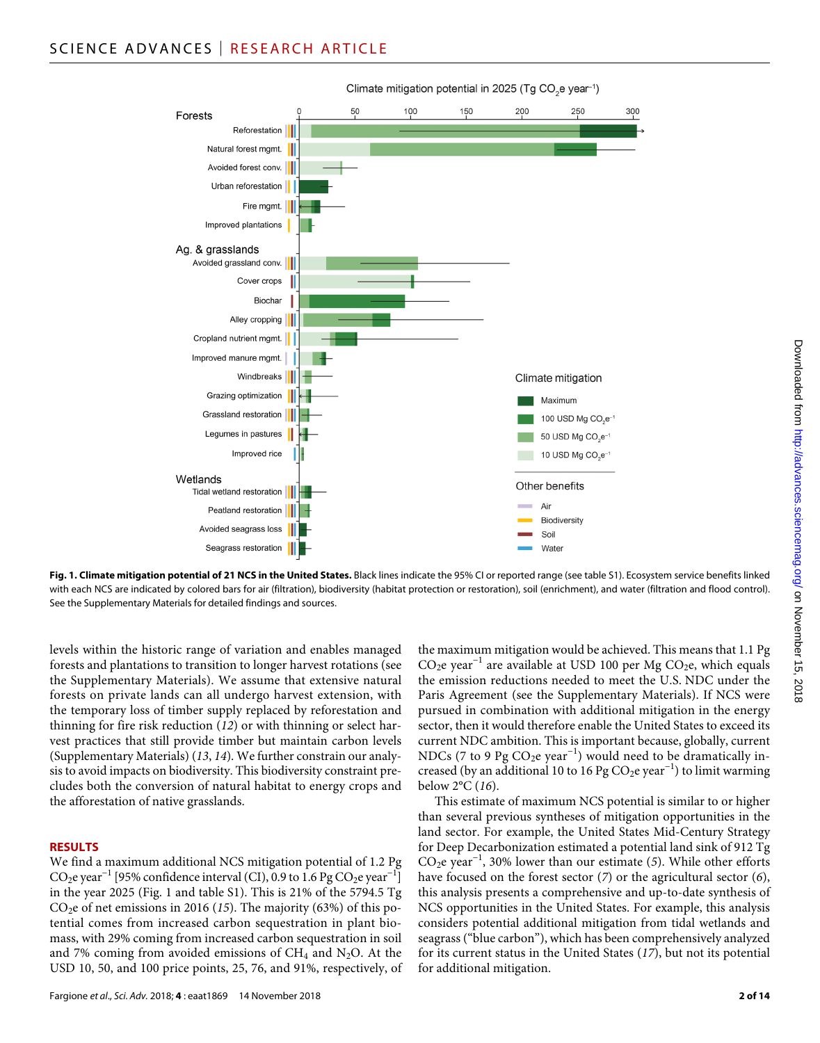**Fig. 1. Climate mitigation potential of 21 NCS in the United States.** Black lines indicate the 95% CI or reported range (see table S1). Ecosystem service benefits linked with each NCS are indicated by colored bars for air (filtration), biodiversity (habitat protection or restoration), soil (enrichment), and water (filtration and flood control). See the Supplementary Materials for detailed findings and sources.

levels within the historic range of variation and enables managed forests and plantations to transition to longer harvest rotations (see the Supplementary Materials). We assume that extensive natural forests on private lands can all undergo harvest extension, with the temporary loss of timber supply replaced by reforestation and thinning for fire risk reduction (12) or with thinning or select harvest practices that still provide timber but maintain carbon levels (Supplementary Materials) (13, 14). We further constrain our analysis to avoid impacts on biodiversity. This biodiversity constraint precludes both the conversion of natural habitat to energy crops and the afforestation of native grasslands.

## RESULTS

We find a maximum additional NCS mitigation potential of 1.2 Pg $CO_2$e year$^{-1}$ [95% confidence interval (CI), 0.9 to 1.6 Pg $CO_2$e year$^{-1}$] in the year 2025 (Fig. 1 and table S1). This is 21% of the 5794.5 Tg $CO_2$e of net emissions in 2016 (15). The majority (63%) of this potential comes from increased carbon sequestration in plant biomass, with 29% coming from increased carbon sequestration in soil and 7% coming from avoided emissions of $CH_4$ and $N_2O$. At the USD 10, 50, and 100 price points, 25, 76, and 91%, respectively, of the maximum mitigation would be achieved. This means that 1.1 Pg $CO_2$e year$^{-1}$ are available at USD 100 per Mg $CO_2$e, which equals the emission reductions needed to meet the U.S. NDC under the Paris Agreement (see the Supplementary Materials). If NCS were pursued in combination with additional mitigation in the energy sector, then it would therefore enable the United States to exceed its current NDC ambition. This is important because, globally, current NDCs (7 to 9 Pg $CO_2$e year$^{-1}$) would need to be dramatically increased (by an additional 10 to 16 Pg $CO_2$e year$^{-1}$) to limit warming below 2°C (16).

This estimate of maximum NCS potential is similar to or higher than several previous syntheses of mitigation opportunities in the land sector. For example, the United States Mid-Century Strategy for Deep Decarbonization estimated a potential land sink of 912 Tg $CO_2$e year$^{-1}$, 30% lower than our estimate (5). While other efforts have focused on the forest sector (7) or the agricultural sector (6), this analysis presents a comprehensive and up-to-date synthesis of NCS opportunities in the United States. For example, this analysis considers potential additional mitigation from tidal wetlands and seagrass ("blue carbon"), which has been comprehensively analyzed for its current status in the United States (17), but not its potential for additional mitigation.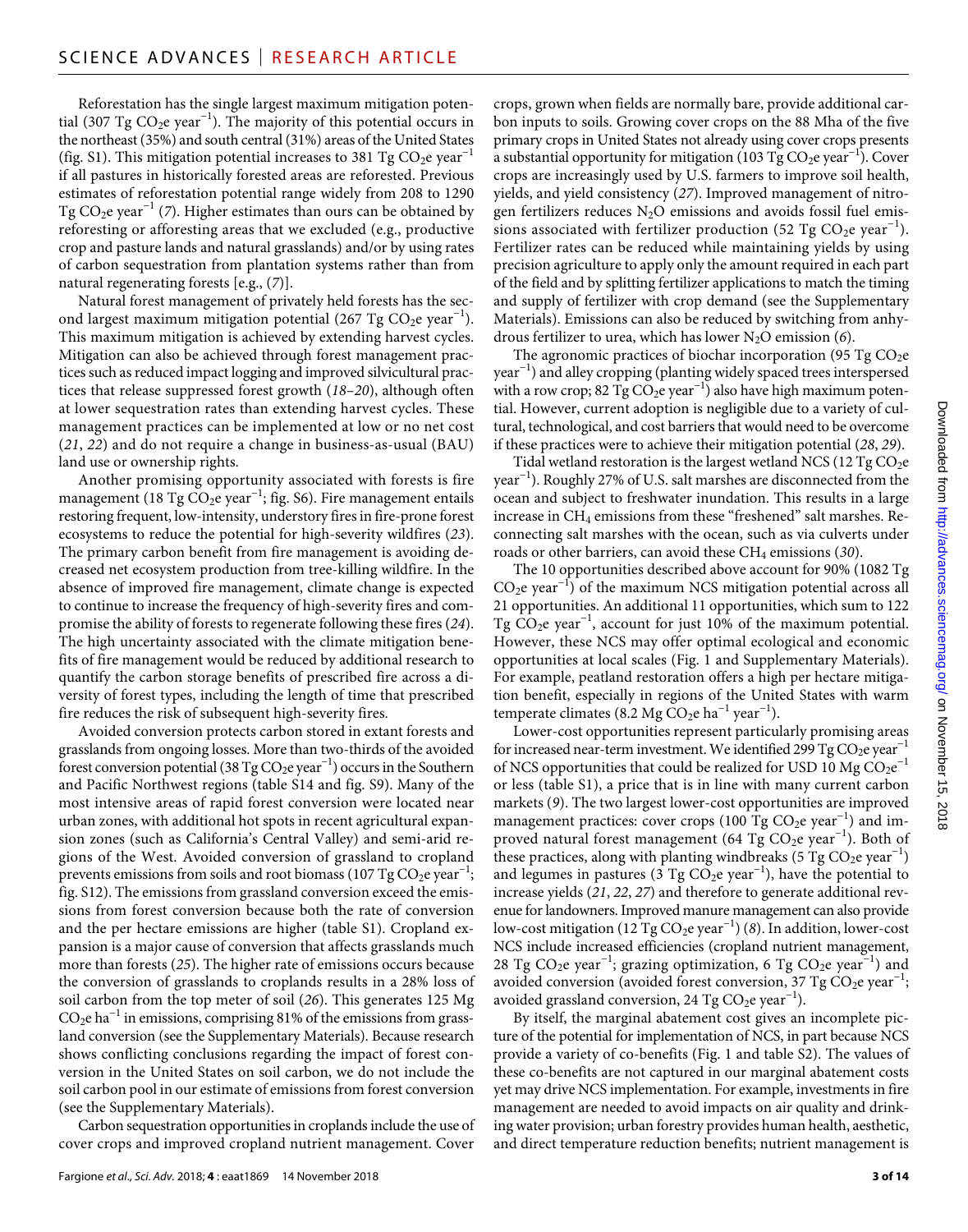Reforestation has the single largest maximum mitigation potential (307 Tg $CO_2$e year$^{-1}$). The majority of this potential occurs in the northeast (35%) and south central (31%) areas of the United States (fig. S1). This mitigation potential increases to 381 Tg $CO_2$e year$^{-1}$ if all pastures in historically forested areas are reforested. Previous estimates of reforestation potential range widely from 208 to 1290 Tg $CO_2$e year$^{-1}$ (*7*). Higher estimates than ours can be obtained by reforesting or afforesting areas that we excluded (e.g., productive crop and pasture lands and natural grasslands) and/or by using rates of carbon sequestration from plantation systems rather than from natural regenerating forests [e.g., (*7*)].

Natural forest management of privately held forests has the second largest maximum mitigation potential (267 Tg $CO_2$e year$^{-1}$). This maximum mitigation is achieved by extending harvest cycles. Mitigation can also be achieved through forest management practices such as reduced impact logging and improved silvicultural practices that release suppressed forest growth (*18*–*20*), although often at lower sequestration rates than extending harvest cycles. These management practices can be implemented at low or no net cost (*21*, *22*) and do not require a change in business-as-usual (BAU) land use or ownership rights.

Another promising opportunity associated with forests is fire management (18 Tg $CO_2$e year$^{-1}$; fig. S6). Fire management entails restoring frequent, low-intensity, understory fires in fire-prone forest ecosystems to reduce the potential for high-severity wildfires (*23*). The primary carbon benefit from fire management is avoiding decreased net ecosystem production from tree-killing wildfire. In the absence of improved fire management, climate change is expected to continue to increase the frequency of high-severity fires and compromise the ability of forests to regenerate following these fires (*24*). The high uncertainty associated with the climate mitigation benefits of fire management would be reduced by additional research to quantify the carbon storage benefits of prescribed fire across a diversity of forest types, including the length of time that prescribed fire reduces the risk of subsequent high-severity fires.

Avoided conversion protects carbon stored in extant forests and grasslands from ongoing losses. More than two-thirds of the avoided forest conversion potential (38 Tg $CO_2$e year$^{-1}$) occurs in the Southern and Pacific Northwest regions (table S14 and fig. S9). Many of the most intensive areas of rapid forest conversion were located near urban zones, with additional hot spots in recent agricultural expansion zones (such as California's Central Valley) and semi-arid regions of the West. Avoided conversion of grassland to cropland prevents emissions from soils and root biomass (107 Tg $CO_2$e year$^{-1}$; fig. S12). The emissions from grassland conversion exceed the emissions from forest conversion because both the rate of conversion and the per hectare emissions are higher (table S1). Cropland expansion is a major cause of conversion that affects grasslands much more than forests (*25*). The higher rate of emissions occurs because the conversion of grasslands to croplands results in a 28% loss of soil carbon from the top meter of soil (*26*). This generates 125 Mg $CO_2$e ha$^{-1}$ in emissions, comprising 81% of the emissions from grassland conversion (see the Supplementary Materials). Because research shows conflicting conclusions regarding the impact of forest conversion in the United States on soil carbon, we do not include the soil carbon pool in our estimate of emissions from forest conversion (see the Supplementary Materials).

Carbon sequestration opportunities in croplands include the use of cover crops and improved cropland nutrient management. Cover crops, grown when fields are normally bare, provide additional carbon inputs to soils. Growing cover crops on the 88 Mha of the five primary crops in United States not already using cover crops presents a substantial opportunity for mitigation (103 Tg $CO_2$e year$^{-1}$). Cover crops are increasingly used by U.S. farmers to improve soil health, yields, and yield consistency (*27*). Improved management of nitrogen fertilizers reduces $N_2O$ emissions and avoids fossil fuel emissions associated with fertilizer production (52 Tg $CO_2$e year$^{-1}$). Fertilizer rates can be reduced while maintaining yields by using precision agriculture to apply only the amount required in each part of the field and by splitting fertilizer applications to match the timing and supply of fertilizer with crop demand (see the Supplementary Materials). Emissions can also be reduced by switching from anhydrous fertilizer to urea, which has lower $N_2O$ emission (*6*).

The agronomic practices of biochar incorporation (95 Tg $CO_2$e year$^{-1}$) and alley cropping (planting widely spaced trees interspersed with a row crop; 82 Tg $CO_2$e year$^{-1}$) also have high maximum potential. However, current adoption is negligible due to a variety of cultural, technological, and cost barriers that would need to be overcome if these practices were to achieve their mitigation potential (*28*, *29*).

Tidal wetland restoration is the largest wetland NCS (12 Tg $CO_2$e year$^{-1}$). Roughly 27% of U.S. salt marshes are disconnected from the ocean and subject to freshwater inundation. This results in a large increase in $CH_4$ emissions from these "freshened" salt marshes. Reconnecting salt marshes with the ocean, such as via culverts under roads or other barriers, can avoid these $CH_4$ emissions (*30*).

The 10 opportunities described above account for 90% (1082 Tg $CO_2$e year$^{-1}$) of the maximum NCS mitigation potential across all 21 opportunities. An additional 11 opportunities, which sum to 122 Tg $CO_2$e year$^{-1}$, account for just 10% of the maximum potential. However, these NCS may offer optimal ecological and economic opportunities at local scales (Fig. 1 and Supplementary Materials). For example, peatland restoration offers a high per hectare mitigation benefit, especially in regions of the United States with warm temperate climates (8.2 Mg $CO_2$e ha$^{-1}$ year$^{-1}$).

Lower-cost opportunities represent particularly promising areas for increased near-term investment. We identified 299 Tg $CO_2$e year$^{-1}$ of NCS opportunities that could be realized for USD 10 Mg $CO_2$e$^{-1}$ or less (table S1), a price that is in line with many current carbon markets (*9*). The two largest lower-cost opportunities are improved management practices: cover crops (100 Tg $CO_2$e year$^{-1}$) and improved natural forest management (64 Tg $CO_2$e year$^{-1}$). Both of these practices, along with planting windbreaks (5 Tg $CO_2$e year$^{-1}$) and legumes in pastures (3 Tg $CO_2$e year$^{-1}$), have the potential to increase yields (*21*, *22*, *27*) and therefore to generate additional revenue for landowners. Improved manure management can also provide low-cost mitigation (12 Tg $CO_2$e year$^{-1}$) (*8*). In addition, lower-cost NCS include increased efficiencies (cropland nutrient management, 28 Tg $CO_2$e year$^{-1}$; grazing optimization, 6 Tg $CO_2$e year$^{-1}$) and avoided conversion (avoided forest conversion, 37 Tg $CO_2$e year$^{-1}$; avoided grassland conversion, 24 Tg $CO_2$e year$^{-1}$).

By itself, the marginal abatement cost gives an incomplete picture of the potential for implementation of NCS, in part because NCS provide a variety of co-benefits (Fig. 1 and table S2). The values of these co-benefits are not captured in our marginal abatement costs yet may drive NCS implementation. For example, investments in fire management are needed to avoid impacts on air quality and drinking water provision; urban forestry provides human health, aesthetic, and direct temperature reduction benefits; nutrient management is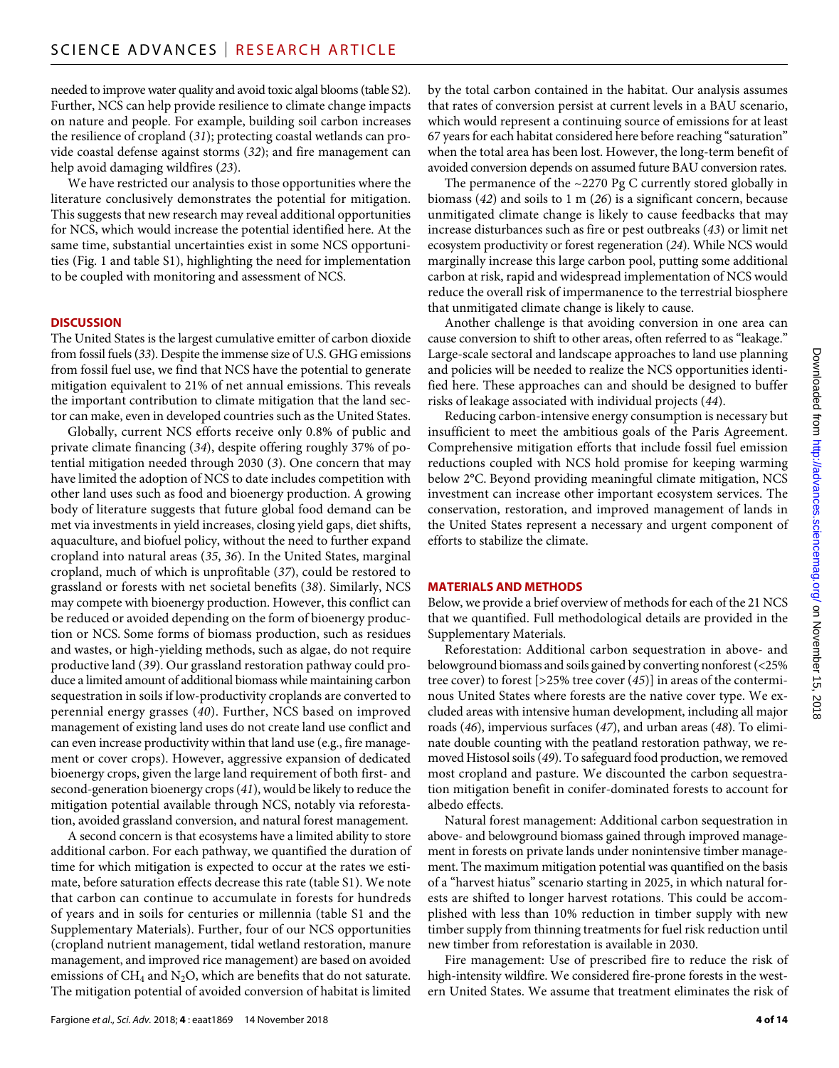needed to improve water quality and avoid toxic algal blooms (table S2). Further, NCS can help provide resilience to climate change impacts on nature and people. For example, building soil carbon increases the resilience of cropland (*31*); protecting coastal wetlands can provide coastal defense against storms (*32*); and fire management can help avoid damaging wildfires (*23*).

We have restricted our analysis to those opportunities where the literature conclusively demonstrates the potential for mitigation. This suggests that new research may reveal additional opportunities for NCS, which would increase the potential identified here. At the same time, substantial uncertainties exist in some NCS opportunities (Fig. 1 and table S1), highlighting the need for implementation to be coupled with monitoring and assessment of NCS.

## DISCUSSION

The United States is the largest cumulative emitter of carbon dioxide from fossil fuels (*33*). Despite the immense size of U.S. GHG emissions from fossil fuel use, we find that NCS have the potential to generate mitigation equivalent to 21% of net annual emissions. This reveals the important contribution to climate mitigation that the land sector can make, even in developed countries such as the United States.

Globally, current NCS efforts receive only 0.8% of public and private climate financing (*34*), despite offering roughly 37% of potential mitigation needed through 2030 (*3*). One concern that may have limited the adoption of NCS to date includes competition with other land uses such as food and bioenergy production. A growing body of literature suggests that future global food demand can be met via investments in yield increases, closing yield gaps, diet shifts, aquaculture, and biofuel policy, without the need to further expand cropland into natural areas (*35*, *36*). In the United States, marginal cropland, much of which is unprofitable (*37*), could be restored to grassland or forests with net societal benefits (*38*). Similarly, NCS may compete with bioenergy production. However, this conflict can be reduced or avoided depending on the form of bioenergy production or NCS. Some forms of biomass production, such as residues and wastes, or high-yielding methods, such as algae, do not require productive land (*39*). Our grassland restoration pathway could produce a limited amount of additional biomass while maintaining carbon sequestration in soils if low-productivity croplands are converted to perennial energy grasses (*40*). Further, NCS based on improved management of existing land uses do not create land use conflict and can even increase productivity within that land use (e.g., fire management or cover crops). However, aggressive expansion of dedicated bioenergy crops, given the large land requirement of both first- and second-generation bioenergy crops (*41*), would be likely to reduce the mitigation potential available through NCS, notably via reforestation, avoided grassland conversion, and natural forest management.

A second concern is that ecosystems have a limited ability to store additional carbon. For each pathway, we quantified the duration of time for which mitigation is expected to occur at the rates we estimate, before saturation effects decrease this rate (table S1). We note that carbon can continue to accumulate in forests for hundreds of years and in soils for centuries or millennia (table S1 and the Supplementary Materials). Further, four of our NCS opportunities (cropland nutrient management, tidal wetland restoration, manure management, and improved rice management) are based on avoided emissions of $CH_4$ and $N_2O$, which are benefits that do not saturate. The mitigation potential of avoided conversion of habitat is limited by the total carbon contained in the habitat. Our analysis assumes that rates of conversion persist at current levels in a BAU scenario, which would represent a continuing source of emissions for at least 67 years for each habitat considered here before reaching "saturation" when the total area has been lost. However, the long-term benefit of avoided conversion depends on assumed future BAU conversion rates.

The permanence of the ~2270 Pg C currently stored globally in biomass (*42*) and soils to 1 m (*26*) is a significant concern, because unmitigated climate change is likely to cause feedbacks that may increase disturbances such as fire or pest outbreaks (*43*) or limit net ecosystem productivity or forest regeneration (*24*). While NCS would marginally increase this large carbon pool, putting some additional carbon at risk, rapid and widespread implementation of NCS would reduce the overall risk of impermanence to the terrestrial biosphere that unmitigated climate change is likely to cause.

Another challenge is that avoiding conversion in one area can cause conversion to shift to other areas, often referred to as "leakage." Large-scale sectoral and landscape approaches to land use planning and policies will be needed to realize the NCS opportunities identified here. These approaches can and should be designed to buffer risks of leakage associated with individual projects (*44*).

Reducing carbon-intensive energy consumption is necessary but insufficient to meet the ambitious goals of the Paris Agreement. Comprehensive mitigation efforts that include fossil fuel emission reductions coupled with NCS hold promise for keeping warming below 2°C. Beyond providing meaningful climate mitigation, NCS investment can increase other important ecosystem services. The conservation, restoration, and improved management of lands in the United States represent a necessary and urgent component of efforts to stabilize the climate.

## MATERIALS AND METHODS

Below, we provide a brief overview of methods for each of the 21 NCS that we quantified. Full methodological details are provided in the Supplementary Materials.

Reforestation: Additional carbon sequestration in above- and belowground biomass and soils gained by converting nonforest (<25% tree cover) to forest [>25% tree cover (*45*)] in areas of the conterminous United States where forests are the native cover type. We excluded areas with intensive human development, including all major roads (*46*), impervious surfaces (*47*), and urban areas (*48*). To eliminate double counting with the peatland restoration pathway, we removed Histosol soils (*49*). To safeguard food production, we removed most cropland and pasture. We discounted the carbon sequestration mitigation benefit in conifer-dominated forests to account for albedo effects.

Natural forest management: Additional carbon sequestration in above- and belowground biomass gained through improved management in forests on private lands under nonintensive timber management. The maximum mitigation potential was quantified on the basis of a "harvest hiatus" scenario starting in 2025, in which natural forests are shifted to longer harvest rotations. This could be accomplished with less than 10% reduction in timber supply with new timber supply from thinning treatments for fuel risk reduction until new timber from reforestation is available in 2030.

Fire management: Use of prescribed fire to reduce the risk of high-intensity wildfire. We considered fire-prone forests in the western United States. We assume that treatment eliminates the risk of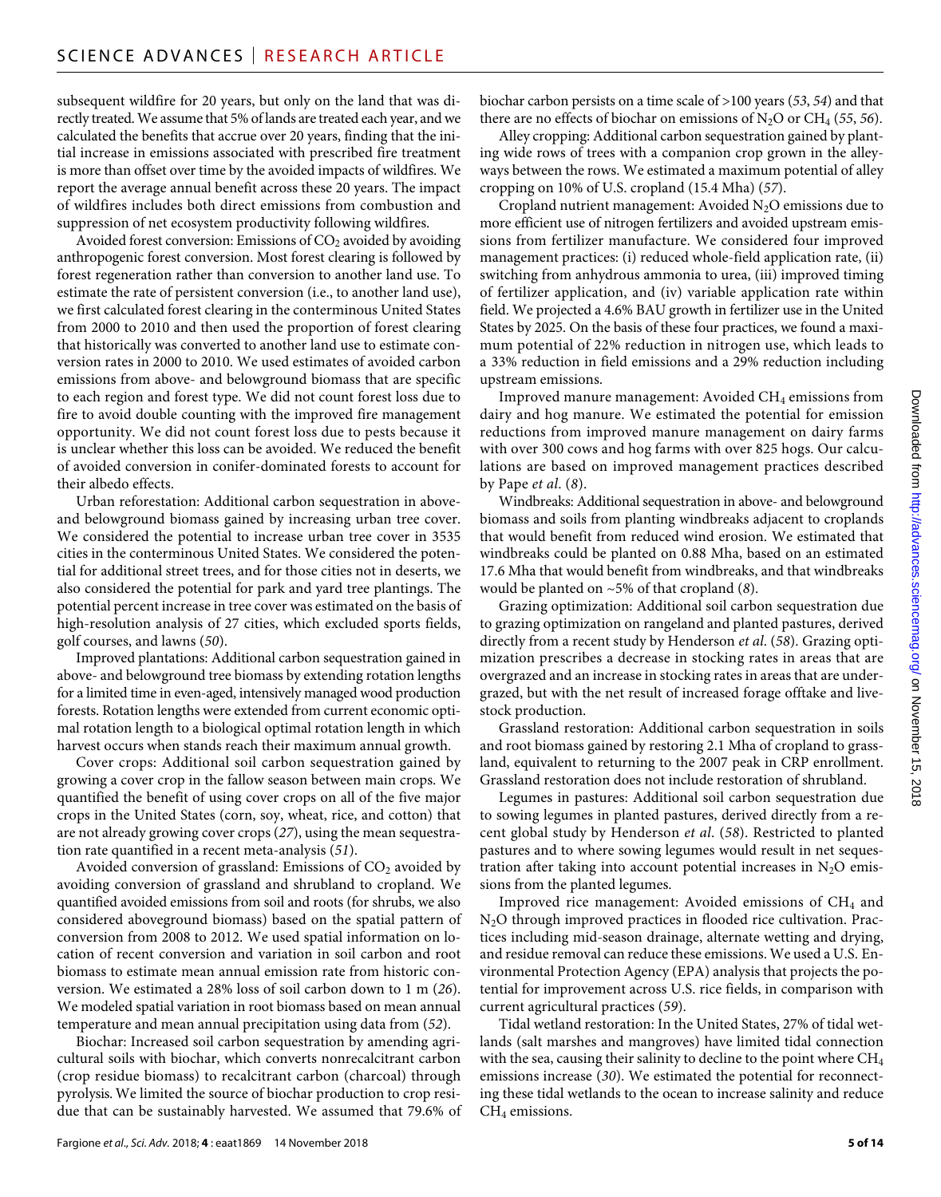subsequent wildfire for 20 years, but only on the land that was directly treated. We assume that 5% of lands are treated each year, and we calculated the benefits that accrue over 20 years, finding that the initial increase in emissions associated with prescribed fire treatment is more than offset over time by the avoided impacts of wildfires. We report the average annual benefit across these 20 years. The impact of wildfires includes both direct emissions from combustion and suppression of net ecosystem productivity following wildfires.

Avoided forest conversion: Emissions of $CO_2$ avoided by avoiding anthropogenic forest conversion. Most forest clearing is followed by forest regeneration rather than conversion to another land use. To estimate the rate of persistent conversion (i.e., to another land use), we first calculated forest clearing in the conterminous United States from 2000 to 2010 and then used the proportion of forest clearing that historically was converted to another land use to estimate conversion rates in 2000 to 2010. We used estimates of avoided carbon emissions from above- and belowground biomass that are specific to each region and forest type. We did not count forest loss due to fire to avoid double counting with the improved fire management opportunity. We did not count forest loss due to pests because it is unclear whether this loss can be avoided. We reduced the benefit of avoided conversion in conifer-dominated forests to account for their albedo effects.

Urban reforestation: Additional carbon sequestration in above- and belowground biomass gained by increasing urban tree cover. We considered the potential to increase urban tree cover in 3535 cities in the conterminous United States. We considered the potential for additional street trees, and for those cities not in deserts, we also considered the potential for park and yard tree plantings. The potential percent increase in tree cover was estimated on the basis of high-resolution analysis of 27 cities, which excluded sports fields, golf courses, and lawns (*50*).

Improved plantations: Additional carbon sequestration gained in above- and belowground tree biomass by extending rotation lengths for a limited time in even-aged, intensively managed wood production forests. Rotation lengths were extended from current economic optimal rotation length to a biological optimal rotation length in which harvest occurs when stands reach their maximum annual growth.

Cover crops: Additional soil carbon sequestration gained by growing a cover crop in the fallow season between main crops. We quantified the benefit of using cover crops on all of the five major crops in the United States (corn, soy, wheat, rice, and cotton) that are not already growing cover crops (*27*), using the mean sequestration rate quantified in a recent meta-analysis (*51*).

Avoided conversion of grassland: Emissions of $CO_2$ avoided by avoiding conversion of grassland and shrubland to cropland. We quantified avoided emissions from soil and roots (for shrubs, we also considered aboveground biomass) based on the spatial pattern of conversion from 2008 to 2012. We used spatial information on location of recent conversion and variation in soil carbon and root biomass to estimate mean annual emission rate from historic conversion. We estimated a 28% loss of soil carbon down to 1 m (*26*). We modeled spatial variation in root biomass based on mean annual temperature and mean annual precipitation using data from (*52*).

Biochar: Increased soil carbon sequestration by amending agricultural soils with biochar, which converts nonrecalcitrant carbon (crop residue biomass) to recalcitrant carbon (charcoal) through pyrolysis. We limited the source of biochar production to crop residue that can be sustainably harvested. We assumed that 79.6% of biochar carbon persists on a time scale of >100 years (*53*, *54*) and that there are no effects of biochar on emissions of $N_2O$ or $CH_4$ (*55*, *56*).

Alley cropping: Additional carbon sequestration gained by planting wide rows of trees with a companion crop grown in the alleyways between the rows. We estimated a maximum potential of alley cropping on 10% of U.S. cropland (15.4 Mha) (*57*).

Cropland nutrient management: Avoided $N_2O$ emissions due to more efficient use of nitrogen fertilizers and avoided upstream emissions from fertilizer manufacture. We considered four improved management practices: (i) reduced whole-field application rate, (ii) switching from anhydrous ammonia to urea, (iii) improved timing of fertilizer application, and (iv) variable application rate within field. We projected a 4.6% BAU growth in fertilizer use in the United States by 2025. On the basis of these four practices, we found a maximum potential of 22% reduction in nitrogen use, which leads to a 33% reduction in field emissions and a 29% reduction including upstream emissions.

Improved manure management: Avoided $CH_4$ emissions from dairy and hog manure. We estimated the potential for emission reductions from improved manure management on dairy farms with over 300 cows and hog farms with over 825 hogs. Our calculations are based on improved management practices described by Pape *et al.* (*8*).

Windbreaks: Additional sequestration in above- and belowground biomass and soils from planting windbreaks adjacent to croplands that would benefit from reduced wind erosion. We estimated that windbreaks could be planted on 0.88 Mha, based on an estimated 17.6 Mha that would benefit from windbreaks, and that windbreaks would be planted on ~5% of that cropland (*8*).

Grazing optimization: Additional soil carbon sequestration due to grazing optimization on rangeland and planted pastures, derived directly from a recent study by Henderson *et al.* (*58*). Grazing optimization prescribes a decrease in stocking rates in areas that are overgrazed and an increase in stocking rates in areas that are undergrazed, but with the net result of increased forage offtake and livestock production.

Grassland restoration: Additional carbon sequestration in soils and root biomass gained by restoring 2.1 Mha of cropland to grassland, equivalent to returning to the 2007 peak in CRP enrollment. Grassland restoration does not include restoration of shrubland.

Legumes in pastures: Additional soil carbon sequestration due to sowing legumes in planted pastures, derived directly from a recent global study by Henderson *et al.* (*58*). Restricted to planted pastures and to where sowing legumes would result in net sequestration after taking into account potential increases in $N_2O$ emissions from the planted legumes.

Improved rice management: Avoided emissions of $CH_4$ and $N_2O$ through improved practices in flooded rice cultivation. Practices including mid-season drainage, alternate wetting and drying, and residue removal can reduce these emissions. We used a U.S. Environmental Protection Agency (EPA) analysis that projects the potential for improvement across U.S. rice fields, in comparison with current agricultural practices (*59*).

Tidal wetland restoration: In the United States, 27% of tidal wetlands (salt marshes and mangroves) have limited tidal connection with the sea, causing their salinity to decline to the point where $CH_4$ emissions increase (*30*). We estimated the potential for reconnecting these tidal wetlands to the ocean to increase salinity and reduce $CH_4$ emissions.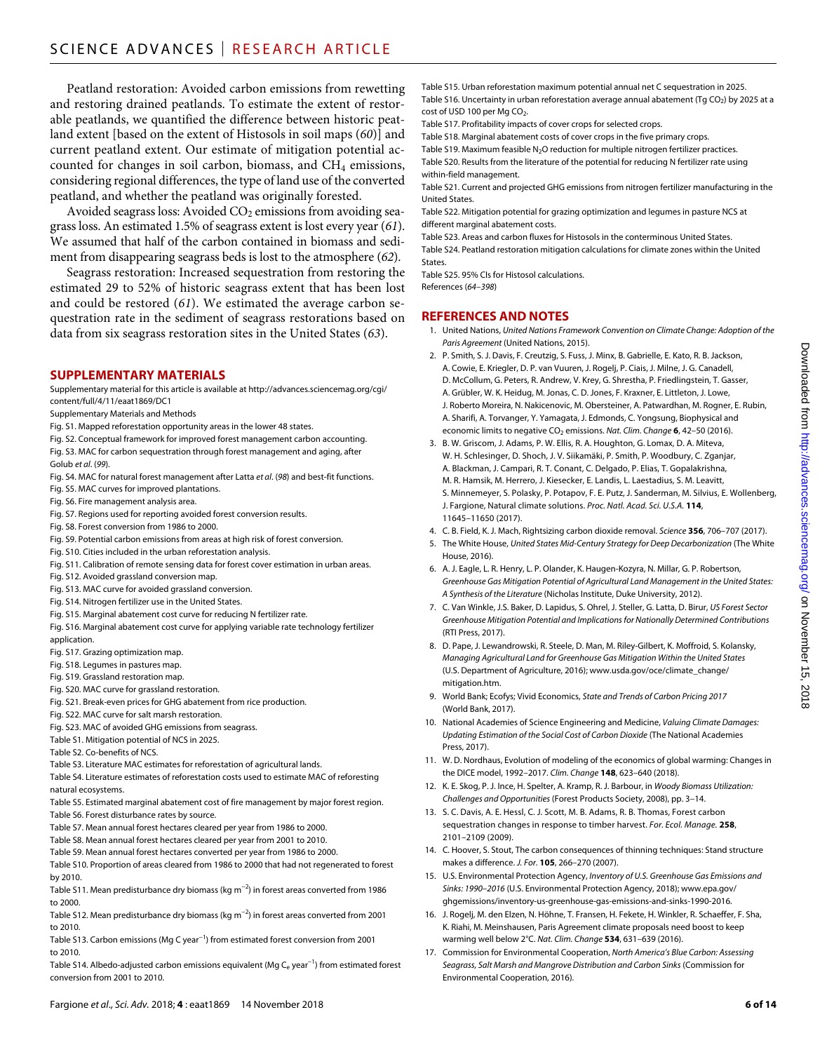Peatland restoration: Avoided carbon emissions from rewetting and restoring drained peatlands. To estimate the extent of restorable peatlands, we quantified the difference between historic peatland extent [based on the extent of Histosols in soil maps (*60*)] and current peatland extent. Our estimate of mitigation potential accounted for changes in soil carbon, biomass, and $CH_4$ emissions, considering regional differences, the type of land use of the converted peatland, and whether the peatland was originally forested.

Avoided seagrass loss: Avoided $CO_2$ emissions from avoiding seagrass loss. An estimated 1.5% of seagrass extent is lost every year (*61*). We assumed that half of the carbon contained in biomass and sediment from disappearing seagrass beds is lost to the atmosphere (*62*).

Seagrass restoration: Increased sequestration from restoring the estimated 29 to 52% of historic seagrass extent that has been lost and could be restored (*61*). We estimated the average carbon sequestration rate in the sediment of seagrass restorations based on data from six seagrass restoration sites in the United States (*63*).

## SUPPLEMENTARY MATERIALS

Supplementary material for this article is available at http://advances.sciencemag.org/cgi/content/full/4/11/eaat1869/DC1

Supplementary Materials and Methods

Fig. S1. Mapped reforestation opportunity areas in the lower 48 states.

Fig. S2. Conceptual framework for improved forest management carbon accounting.

Fig. S3. MAC for carbon sequestration through forest management and aging, after Golub *et al*. (*99*).

Fig. S4. MAC for natural forest management after Latta *et al*. (*98*) and best-fit functions.

Fig. S5. MAC curves for improved plantations.

Fig. S6. Fire management analysis area.

Fig. S7. Regions used for reporting avoided forest conversion results.

Fig. S8. Forest conversion from 1986 to 2000.

Fig. S9. Potential carbon emissions from areas at high risk of forest conversion.

Fig. S10. Cities included in the urban reforestation analysis.

Fig. S11. Calibration of remote sensing data for forest cover estimation in urban areas.

Fig. S12. Avoided grassland conversion map.

Fig. S13. MAC curve for avoided grassland conversion.

Fig. S14. Nitrogen fertilizer use in the United States.

Fig. S15. Marginal abatement cost curve for reducing N fertilizer rate.

Fig. S16. Marginal abatement cost curve for applying variable rate technology fertilizer application.

Fig. S17. Grazing optimization map.

Fig. S18. Legumes in pastures map.

Fig. S19. Grassland restoration map.

Fig. S20. MAC curve for grassland restoration.

Fig. S21. Break-even prices for GHG abatement from rice production.

Fig. S22. MAC curve for salt marsh restoration.

Fig. S23. MAC of avoided GHG emissions from seagrass.

Table S1. Mitigation potential of NCS in 2025.

Table S2. Co-benefits of NCS.

Table S3. Literature MAC estimates for reforestation of agricultural lands.

Table S4. Literature estimates of reforestation costs used to estimate MAC of reforesting natural ecosystems.

Table S5. Estimated marginal abatement cost of fire management by major forest region.

Table S6. Forest disturbance rates by source.

Table S7. Mean annual forest hectares cleared per year from 1986 to 2000.

Table S8. Mean annual forest hectares cleared per year from 2001 to 2010.

Table S9. Mean annual forest hectares converted per year from 1986 to 2000.

Table S10. Proportion of areas cleared from 1986 to 2000 that had not regenerated to forest by 2010.

Table S11. Mean predisturbance dry biomass (kg $m^{-2}$) in forest areas converted from 1986 to 2000.

Table S12. Mean predisturbance dry biomass (kg $m^{-2}$) in forest areas converted from 2001 to 2010.

Table S13. Carbon emissions (Mg C $year^{-1}$) from estimated forest conversion from 2001 to 2010.

Table S14. Albedo-adjusted carbon emissions equivalent (Mg $C_e$ $year^{-1}$) from estimated forest conversion from 2001 to 2010.

Table S15. Urban reforestation maximum potential annual net C sequestration in 2025.

Table S16. Uncertainty in urban reforestation average annual abatement (Tg $CO_2$) by 2025 at a cost of USD 100 per Mg $CO_2$.

Table S17. Profitability impacts of cover crops for selected crops.

Table S18. Marginal abatement costs of cover crops in the five primary crops.

Table S19. Maximum feasible $N_2O$ reduction for multiple nitrogen fertilizer practices.

Table S20. Results from the literature of the potential for reducing N fertilizer rate using within-field management.

Table S21. Current and projected GHG emissions from nitrogen fertilizer manufacturing in the United States.

Table S22. Mitigation potential for grazing optimization and legumes in pasture NCS at different marginal abatement costs.

Table S23. Areas and carbon fluxes for Histosols in the conterminous United States.

Table S24. Peatland restoration mitigation calculations for climate zones within the United States.

Table S25. 95% CIs for Histosol calculations.

References (*64–398*)

## REFERENCES AND NOTES

1. United Nations, *United Nations Framework Convention on Climate Change: Adoption of the Paris Agreement* (United Nations, 2015).
2. P. Smith, S. J. Davis, F. Creutzig, S. Fuss, J. Minx, B. Gabrielle, E. Kato, R. B. Jackson, A. Cowie, E. Kriegler, D. P. van Vuuren, J. Rogelj, P. Ciais, J. Milne, J. G. Canadell, D. McCollum, G. Peters, R. Andrew, V. Krey, G. Shrestha, P. Friedlingstein, T. Gasser, A. Grübler, W. K. Heidug, M. Jonas, C. D. Jones, F. Kraxner, E. Littleton, J. Lowe, J. Roberto Moreira, N. Nakicenovic, M. Obersteiner, A. Patwardhan, M. Rogner, E. Rubin, A. Sharifi, A. Torvanger, Y. Yamagata, J. Edmonds, C. Yongsung, Biophysical and economic limits to negative $CO_2$ emissions. *Nat. Clim. Change* **6**, 42–50 (2016).
3. B. W. Griscom, J. Adams, P. W. Ellis, R. A. Houghton, G. Lomax, D. A. Miteva, W. H. Schlesinger, D. Shoch, J. V. Siikamäki, P. Smith, P. Woodbury, C. Zganjar, A. Blackman, J. Campari, R. T. Conant, C. Delgado, P. Elias, T. Gopalakrishna, M. R. Hamsik, M. Herrero, J. Kiesecker, E. Landis, L. Laestadius, S. M. Leavitt, S. Minnemeyer, S. Polasky, P. Potapov, F. E. Putz, J. Sanderman, M. Silvius, E. Wollenberg, J. Fargione, Natural climate solutions. *Proc. Natl. Acad. Sci. U.S.A.* **114**, 11645–11650 (2017).
4. C. B. Field, K. J. Mach, Rightsizing carbon dioxide removal. *Science* **356**, 706–707 (2017).
5. The White House, *United States Mid-Century Strategy for Deep Decarbonization* (The White House, 2016).
6. A. J. Eagle, L. R. Henry, L. P. Olander, K. Haugen-Kozyra, N. Millar, G. P. Robertson, *Greenhouse Gas Mitigation Potential of Agricultural Land Management in the United States: A Synthesis of the Literature* (Nicholas Institute, Duke University, 2012).
7. C. Van Winkle, J.S. Baker, D. Lapidus, S. Ohrel, J. Steller, G. Latta, D. Birur, *US Forest Sector Greenhouse Mitigation Potential and Implications for Nationally Determined Contributions* (RTI Press, 2017).
8. D. Pape, J. Lewandrowski, R. Steele, D. Man, M. Riley-Gilbert, K. Moffroid, S. Kolansky, *Managing Agricultural Land for Greenhouse Gas Mitigation Within the United States* (U.S. Department of Agriculture, 2016); www.usda.gov/oce/climate_change/mitigation.htm.
9. World Bank; Ecofys; Vivid Economics, *State and Trends of Carbon Pricing 2017* (World Bank, 2017).
10. National Academies of Science Engineering and Medicine, *Valuing Climate Damages: Updating Estimation of the Social Cost of Carbon Dioxide* (The National Academies Press, 2017).
11. W. D. Nordhaus, Evolution of modeling of the economics of global warming: Changes in the DICE model, 1992–2017. *Clim. Change* **148**, 623–640 (2018).
12. K. E. Skog, P. J. Ince, H. Spelter, A. Kramp, R. J. Barbour, in *Woody Biomass Utilization: Challenges and Opportunities* (Forest Products Society, 2008), pp. 3–14.
13. S. C. Davis, A. E. Hessl, C. J. Scott, M. B. Adams, R. B. Thomas, Forest carbon sequestration changes in response to timber harvest. *For. Ecol. Manage.* **258**, 2101–2109 (2009).
14. C. Hoover, S. Stout, The carbon consequences of thinning techniques: Stand structure makes a difference. *J. For.* **105**, 266–270 (2007).
15. U.S. Environmental Protection Agency, *Inventory of U.S. Greenhouse Gas Emissions and Sinks: 1990–2016* (U.S. Environmental Protection Agency, 2018); www.epa.gov/ghgemissions/inventory-us-greenhouse-gas-emissions-and-sinks-1990-2016.
16. J. Rogelj, M. den Elzen, N. Höhne, T. Fransen, H. Fekete, H. Winkler, R. Schaeffer, F. Sha, K. Riahi, M. Meinshausen, Paris Agreement climate proposals need boost to keep warming well below 2°C. *Nat. Clim. Change* **534**, 631–639 (2016).
17. Commission for Environmental Cooperation, *North America's Blue Carbon: Assessing Seagrass, Salt Marsh and Mangrove Distribution and Carbon Sinks* (Commission for Environmental Cooperation, 2016).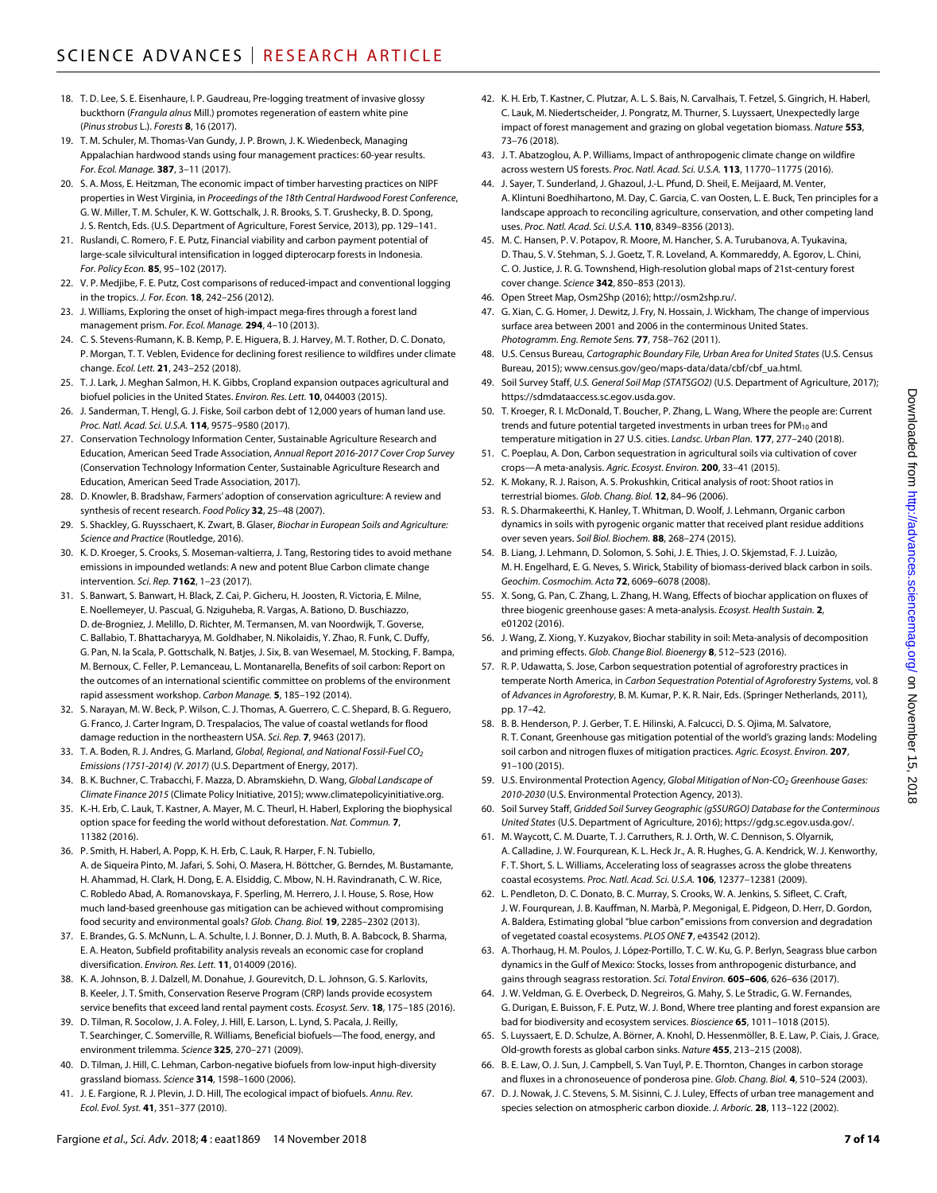18. T. D. Lee, S. E. Eisenhaure, I. P. Gaudreau, Pre-logging treatment of invasive glossy buckthorn (*Frangula alnus* Mill.) promotes regeneration of eastern white pine (*Pinus strobus* L.). *Forests* **8**, 16 (2017).
19. T. M. Schuler, M. Thomas-Van Gundy, J. P. Brown, J. K. Wiedenbeck, Managing Appalachian hardwood stands using four management practices: 60-year results. *For. Ecol. Manage.* **387**, 3–11 (2017).
20. S. A. Moss, E. Heitzman, The economic impact of timber harvesting practices on NIPF properties in West Virginia, in *Proceedings of the 18th Central Hardwood Forest Conference*, G. W. Miller, T. M. Schuler, K. W. Gottschalk, J. R. Brooks, S. T. Grushecky, B. D. Spong, J. S. Rentch, Eds. (U.S. Department of Agriculture, Forest Service, 2013), pp. 129–141.
21. Ruslandi, C. Romero, F. E. Putz, Financial viability and carbon payment potential of large-scale silvicultural intensification in logged dipterocarp forests in Indonesia. *For. Policy Econ.* **85**, 95–102 (2017).
22. V. P. Medjibe, F. E. Putz, Cost comparisons of reduced-impact and conventional logging in the tropics. *J. For. Econ.* **18**, 242–256 (2012).
23. J. Williams, Exploring the onset of high-impact mega-fires through a forest land management prism. *For. Ecol. Manage.* **294**, 4–10 (2013).
24. C. S. Stevens-Rumann, K. B. Kemp, P. E. Higuera, B. J. Harvey, M. T. Rother, D. C. Donato, P. Morgan, T. T. Veblen, Evidence for declining forest resilience to wildfires under climate change. *Ecol. Lett.* **21**, 243–252 (2018).
25. T. J. Lark, J. Meghan Salmon, H. K. Gibbs, Cropland expansion outpaces agricultural and biofuel policies in the United States. *Environ. Res. Lett.* **10**, 044003 (2015).
26. J. Sanderman, T. Hengl, G. J. Fiske, Soil carbon debt of 12,000 years of human land use. *Proc. Natl. Acad. Sci. U.S.A.* **114**, 9575–9580 (2017).
27. Conservation Technology Information Center, Sustainable Agriculture Research and Education, American Seed Trade Association, *Annual Report 2016-2017 Cover Crop Survey* (Conservation Technology Information Center, Sustainable Agriculture Research and Education, American Seed Trade Association, 2017).
28. D. Knowler, B. Bradshaw, Farmers' adoption of conservation agriculture: A review and synthesis of recent research. *Food Policy* **32**, 25–48 (2007).
29. S. Shackley, G. Ruysschaert, K. Zwart, B. Glaser, *Biochar in European Soils and Agriculture: Science and Practice* (Routledge, 2016).
30. K. D. Kroeger, S. Crooks, S. Moseman-valtierra, J. Tang, Restoring tides to avoid methane emissions in impounded wetlands: A new and potent Blue Carbon climate change intervention. *Sci. Rep.* **7162**, 1–23 (2017).
31. S. Banwart, S. Banwart, H. Black, Z. Cai, P. Gicheru, H. Joosten, R. Victoria, E. Milne, E. Noellemeyer, U. Pascual, G. Nziguheba, R. Vargas, A. Bationo, D. Buschiazzo, D. de-Brogniez, J. Melillo, D. Richter, M. Termansen, M. van Noordwijk, T. Goverse, C. Ballabio, T. Bhattacharyya, M. Goldhaber, N. Nikolaidis, Y. Zhao, R. Funk, C. Duffy, G. Pan, N. la Scala, P. Gottschalk, N. Batjes, J. Six, B. van Wesemael, M. Stocking, F. Bampa, M. Bernoux, C. Feller, P. Lemanceau, L. Montanarella, Benefits of soil carbon: Report on the outcomes of an international scientific committee on problems of the environment rapid assessment workshop. *Carbon Manage.* **5**, 185–192 (2014).
32. S. Narayan, M. W. Beck, P. Wilson, C. J. Thomas, A. Guerrero, C. C. Shepard, B. G. Reguero, G. Franco, J. Carter Ingram, D. Trespalacios, The value of coastal wetlands for flood damage reduction in the northeastern USA. *Sci. Rep.* **7**, 9463 (2017).
33. T. A. Boden, R. J. Andres, G. Marland, *Global, Regional, and National Fossil-Fuel $CO_2$ Emissions (1751-2014) (V. 2017)* (U.S. Department of Energy, 2017).
34. B. K. Buchner, C. Trabacchi, F. Mazza, D. Abramskiehn, D. Wang, *Global Landscape of Climate Finance 2015* (Climate Policy Initiative, 2015); www.climatepolicyinitiative.org.
35. K.-H. Erb, C. Lauk, T. Kastner, A. Mayer, M. C. Theurl, H. Haberl, Exploring the biophysical option space for feeding the world without deforestation. *Nat. Commun.* **7**, 11382 (2016).
36. P. Smith, H. Haberl, A. Popp, K. H. Erb, C. Lauk, R. Harper, F. N. Tubiello, A. de Siqueira Pinto, M. Jafari, S. Sohi, O. Masera, H. Böttcher, G. Berndes, M. Bustamante, H. Ahammad, H. Clark, H. Dong, E. A. Elsiddig, C. Mbow, N. H. Ravindranath, C. W. Rice, C. Robledo Abad, A. Romanovskaya, F. Sperling, M. Herrero, J. I. House, S. Rose, How much land-based greenhouse gas mitigation can be achieved without compromising food security and environmental goals? *Glob. Chang. Biol.* **19**, 2285–2302 (2013).
37. E. Brandes, G. S. McNunn, L. A. Schulte, I. J. Bonner, D. J. Muth, B. A. Babcock, B. Sharma, E. A. Heaton, Subfield profitability analysis reveals an economic case for cropland diversification. *Environ. Res. Lett.* **11**, 014009 (2016).
38. K. A. Johnson, B. J. Dalzell, M. Donahue, J. Gourevitch, D. L. Johnson, G. S. Karlovits, B. Keeler, J. T. Smith, Conservation Reserve Program (CRP) lands provide ecosystem service benefits that exceed land rental payment costs. *Ecosyst. Serv.* **18**, 175–185 (2016).
39. D. Tilman, R. Socolow, J. A. Foley, J. Hill, E. Larson, L. Lynd, S. Pacala, J. Reilly, T. Searchinger, C. Somerville, R. Williams, Beneficial biofuels—The food, energy, and environment trilemma. *Science* **325**, 270–271 (2009).
40. D. Tilman, J. Hill, C. Lehman, Carbon-negative biofuels from low-input high-diversity grassland biomass. *Science* **314**, 1598–1600 (2006).
41. J. E. Fargione, R. J. Plevin, J. D. Hill, The ecological impact of biofuels. *Annu. Rev. Ecol. Evol. Syst.* **41**, 351–377 (2010).
42. K. H. Erb, T. Kastner, C. Plutzar, A. L. S. Bais, N. Carvalhais, T. Fetzel, S. Gingrich, H. Haberl, C. Lauk, M. Niedertscheider, J. Pongratz, M. Thurner, S. Luyssaert, Unexpectedly large impact of forest management and grazing on global vegetation biomass. *Nature* **553**, 73–76 (2018).
43. J. T. Abatzoglou, A. P. Williams, Impact of anthropogenic climate change on wildfire across western US forests. *Proc. Natl. Acad. Sci. U.S.A.* **113**, 11770–11775 (2016).
44. J. Sayer, T. Sunderland, J. Ghazoul, J.-L. Pfund, D. Sheil, E. Meijaard, M. Venter, A. Klintuni Boedhihartono, M. Day, C. Garcia, C. van Oosten, L. E. Buck, Ten principles for a landscape approach to reconciling agriculture, conservation, and other competing land uses. *Proc. Natl. Acad. Sci. U.S.A.* **110**, 8349–8356 (2013).
45. M. C. Hansen, P. V. Potapov, R. Moore, M. Hancher, S. A. Turubanova, A. Tyukavina, D. Thau, S. V. Stehman, S. J. Goetz, T. R. Loveland, A. Kommareddy, A. Egorov, L. Chini, C. O. Justice, J. R. G. Townshend, High-resolution global maps of 21st-century forest cover change. *Science* **342**, 850–853 (2013).
46. Open Street Map, Osm2Shp (2016); http://osm2shp.ru/.
47. G. Xian, C. G. Homer, J. Dewitz, J. Fry, N. Hossain, J. Wickham, The change of impervious surface area between 2001 and 2006 in the conterminous United States. *Photogramm. Eng. Remote Sens.* **77**, 758–762 (2011).
48. U.S. Census Bureau, *Cartographic Boundary File, Urban Area for United States* (U.S. Census Bureau, 2015); www.census.gov/geo/maps-data/data/cbf/cbf_ua.html.
49. Soil Survey Staff, *U.S. General Soil Map (STATSGO2)* (U.S. Department of Agriculture, 2017); https://sdmdataaccess.sc.egov.usda.gov.
50. T. Kroeger, R. I. McDonald, T. Boucher, P. Zhang, L. Wang, Where the people are: Current trends and future potential targeted investments in urban trees for $PM_{10}$ and temperature mitigation in 27 U.S. cities. *Landsc. Urban Plan.* **177**, 277–240 (2018).
51. C. Poeplau, A. Don, Carbon sequestration in agricultural soils via cultivation of cover crops—A meta-analysis. *Agric. Ecosyst. Environ.* **200**, 33–41 (2015).
52. K. Mokany, R. J. Raison, A. S. Prokushkin, Critical analysis of root: Shoot ratios in terrestrial biomes. *Glob. Chang. Biol.* **12**, 84–96 (2006).
53. R. S. Dharmakeerthi, K. Hanley, T. Whitman, D. Woolf, J. Lehmann, Organic carbon dynamics in soils with pyrogenic organic matter that received plant residue additions over seven years. *Soil Biol. Biochem.* **88**, 268–274 (2015).
54. B. Liang, J. Lehmann, D. Solomon, S. Sohi, J. E. Thies, J. O. Skjemstad, F. J. Luizão, M. H. Engelhard, E. G. Neves, S. Wirick, Stability of biomass-derived black carbon in soils. *Geochim. Cosmochim. Acta* **72**, 6069–6078 (2008).
55. X. Song, G. Pan, C. Zhang, L. Zhang, H. Wang, Effects of biochar application on fluxes of three biogenic greenhouse gases: A meta-analysis. *Ecosyst. Health Sustain.* **2**, e01202 (2016).
56. J. Wang, Z. Xiong, Y. Kuzyakov, Biochar stability in soil: Meta-analysis of decomposition and priming effects. *Glob. Change Biol. Bioenergy* **8**, 512–523 (2016).
57. R. P. Udawatta, S. Jose, Carbon sequestration potential of agroforestry practices in temperate North America, in *Carbon Sequestration Potential of Agroforestry Systems*, vol. 8 of *Advances in Agroforestry*, B. M. Kumar, P. K. R. Nair, Eds. (Springer Netherlands, 2011), pp. 17–42.
58. B. B. Henderson, P. J. Gerber, T. E. Hilinski, A. Falcucci, D. S. Ojima, M. Salvatore, R. T. Conant, Greenhouse gas mitigation potential of the world's grazing lands: Modeling soil carbon and nitrogen fluxes of mitigation practices. *Agric. Ecosyst. Environ.* **207**, 91–100 (2015).
59. U.S. Environmental Protection Agency, *Global Mitigation of Non-$CO_2$ Greenhouse Gases: 2010-2030* (U.S. Environmental Protection Agency, 2013).
60. Soil Survey Staff, *Gridded Soil Survey Geographic (gSSURGO) Database for the Conterminous United States* (U.S. Department of Agriculture, 2016); https://gdg.sc.egov.usda.gov/.
61. M. Waycott, C. M. Duarte, T. J. Carruthers, R. J. Orth, W. C. Dennison, S. Olyarnik, A. Calladine, J. W. Fourqurean, K. L. Heck Jr., A. R. Hughes, G. A. Kendrick, W. J. Kenworthy, F. T. Short, S. L. Williams, Accelerating loss of seagrasses across the globe threatens coastal ecosystems. *Proc. Natl. Acad. Sci. U.S.A.* **106**, 12377–12381 (2009).
62. L. Pendleton, D. C. Donato, B. C. Murray, S. Crooks, W. A. Jenkins, S. Sifleet, C. Craft, J. W. Fourqurean, J. B. Kauffman, N. Marbà, P. Megonigal, E. Pidgeon, D. Herr, D. Gordon, A. Baldera, Estimating global "blue carbon" emissions from conversion and degradation of vegetated coastal ecosystems. *PLOS ONE* **7**, e43542 (2012).
63. A. Thorhaug, H. M. Poulos, J. López-Portillo, T. C. W. Ku, G. P. Berlyn, Seagrass blue carbon dynamics in the Gulf of Mexico: Stocks, losses from anthropogenic disturbance, and gains through seagrass restoration. *Sci. Total Environ.* **605–606**, 626–636 (2017).
64. J. W. Veldman, G. E. Overbeck, D. Negreiros, G. Mahy, S. Le Stradic, G. W. Fernandes, G. Durigan, E. Buisson, F. E. Putz, W. J. Bond, Where tree planting and forest expansion are bad for biodiversity and ecosystem services. *Bioscience* **65**, 1011–1018 (2015).
65. S. Luyssaert, E. D. Schulze, A. Börner, A. Knohl, D. Hessenmöller, B. E. Law, P. Ciais, J. Grace, Old-growth forests as global carbon sinks. *Nature* **455**, 213–215 (2008).
66. B. E. Law, O. J. Sun, J. Campbell, S. Van Tuyl, P. E. Thornton, Changes in carbon storage and fluxes in a chronoseuence of ponderosa pine. *Glob. Chang. Biol.* **4**, 510–524 (2003).
67. D. J. Nowak, J. C. Stevens, S. M. Sisinni, C. J. Luley, Effects of urban tree management and species selection on atmospheric carbon dioxide. *J. Arboric.* **28**, 113–122 (2002).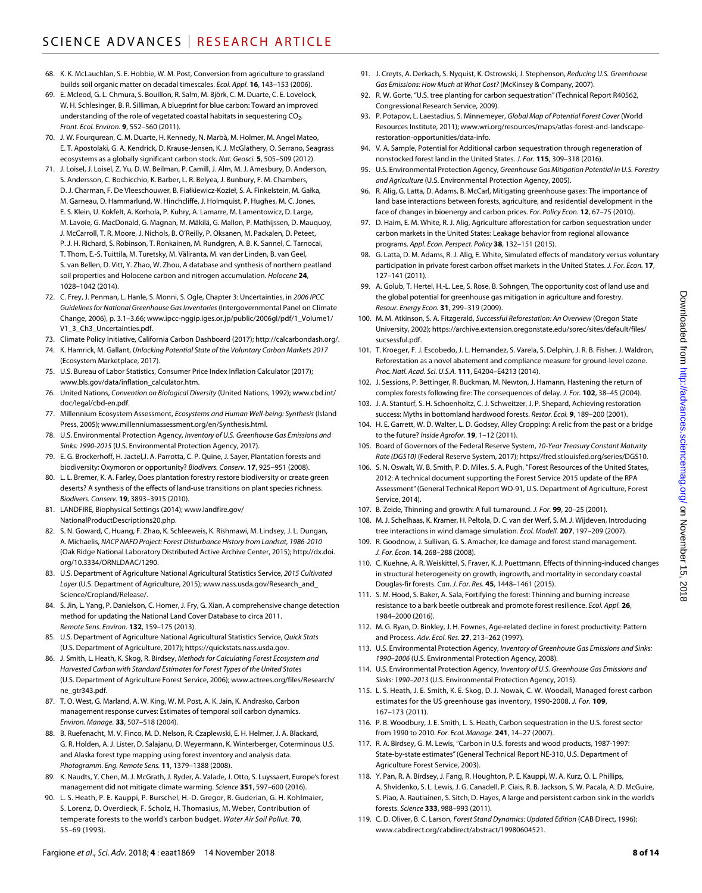68. K. K. McLauchlan, S. E. Hobbie, W. M. Post, Conversion from agriculture to grassland builds soil organic matter on decadal timescales. *Ecol. Appl.* **16**, 143–153 (2006).
69. E. Mcleod, G. L. Chmura, S. Bouillon, R. Salm, M. Björk, C. M. Duarte, C. E. Lovelock, W. H. Schlesinger, B. R. Silliman, A blueprint for blue carbon: Toward an improved understanding of the role of vegetated coastal habitats in sequestering $CO_2$. *Front. Ecol. Environ.* **9**, 552–560 (2011).
70. J. W. Fourqurean, C. M. Duarte, H. Kennedy, N. Marbà, M. Holmer, M. Angel Mateo, E. T. Apostolaki, G. A. Kendrick, D. Krause-Jensen, K. J. McGlathery, O. Serrano, Seagrass ecosystems as a globally significant carbon stock. *Nat. Geosci.* **5**, 505–509 (2012).
71. J. Loisel, J. Loisel, Z. Yu, D. W. Beilman, P. Camill, J. Alm, M. J. Amesbury, D. Anderson, S. Andersson, C. Bochicchio, K. Barber, L. R. Belyea, J. Bunbury, F. M. Chambers, D. J. Charman, F. De Vleeschouwer, B. Fiałkiewicz-Kozieł, S. A. Finkelstein, M. Gałka, M. Garneau, D. Hammarlund, W. Hinchcliffe, J. Holmquist, P. Hughes, M. C. Jones, E. S. Klein, U. Kokfelt, A. Korhola, P. Kuhry, A. Lamarre, M. Lamentowicz, D. Large, M. Lavoie, G. MacDonald, G. Magnan, M. Mäkilä, G. Mallon, P. Mathijssen, D. Mauquoy, J. McCarroll, T. R. Moore, J. Nichols, B. O'Reilly, P. Oksanen, M. Packalen, D. Peteet, P. J. H. Richard, S. Robinson, T. Ronkainen, M. Rundgren, A. B. K. Sannel, C. Tarnocai, T. Thom, E.-S. Tuittila, M. Turetsky, M. Väliranta, M. van der Linden, B. van Geel, S. van Bellen, D. Vitt, Y. Zhao, W. Zhou, A database and synthesis of northern peatland soil properties and Holocene carbon and nitrogen accumulation. *Holocene* **24**, 1028–1042 (2014).
72. C. Frey, J. Penman, L. Hanle, S. Monni, S. Ogle, Chapter 3: Uncertainties, in *2006 IPCC Guidelines for National Greenhouse Gas Inventories* (Intergovernmental Panel on Climate Change, 2006), p. 3.1–3.66; www.ipcc-nggip.iges.or.jp/public/2006gl/pdf/1_Volume1/V1_3_Ch3_Uncertainties.pdf.
73. Climate Policy Initiative, California Carbon Dashboard (2017); http://calcarbondash.org/.
74. K. Hamrick, M. Gallant, *Unlocking Potential State of the Voluntary Carbon Markets 2017* (Ecosystem Marketplace, 2017).
75. U.S. Bureau of Labor Statistics, Consumer Price Index Inflation Calculator (2017); www.bls.gov/data/inflation_calculator.htm.
76. United Nations, *Convention on Biological Diversity* (United Nations, 1992); www.cbd.int/doc/legal/cbd-en.pdf.
77. Millennium Ecosystem Assessment, *Ecosystems and Human Well-being: Synthesis* (Island Press, 2005); www.millenniumassessment.org/en/Synthesis.html.
78. U.S. Environmental Protection Agency, *Inventory of U.S. Greenhouse Gas Emissions and Sinks: 1990-2015* (U.S. Environmental Protection Agency, 2017).
79. E. G. Brockerhoff, H. Jactel,J. A. Parrotta, C. P. Quine, J. Sayer, Plantation forests and biodiversity: Oxymoron or opportunity? *Biodivers. Conserv.* **17**, 925–951 (2008).
80. L. L. Bremer, K. A. Farley, Does plantation forestry restore biodiversity or create green deserts? A synthesis of the effects of land-use transitions on plant species richness. *Biodivers. Conserv.* **19**, 3893–3915 (2010).
81. LANDFIRE, Biophysical Settings (2014); www.landfire.gov/NationalProductDescriptions20.php.
82. S. N. Goward, C. Huang, F. Zhao, K. Schleeweis, K. Rishmawi, M. Lindsey, J. L. Dungan, A. Michaelis, *NACP NAFD Project: Forest Disturbance History from Landsat, 1986-2010* (Oak Ridge National Laboratory Distributed Active Archive Center, 2015); http://dx.doi.org/10.3334/ORNLDAAC/1290.
83. U.S. Department of Agriculture National Agricultural Statistics Service, *2015 Cultivated Layer* (U.S. Department of Agriculture, 2015); www.nass.usda.gov/Research_and_Science/Cropland/Release/.
84. S. Jin, L. Yang, P. Danielson, C. Homer, J. Fry, G. Xian, A comprehensive change detection method for updating the National Land Cover Database to circa 2011. *Remote Sens. Environ.* **132**, 159–175 (2013).
85. U.S. Department of Agriculture National Agricultural Statistics Service, *Quick Stats* (U.S. Department of Agriculture, 2017); https://quickstats.nass.usda.gov.
86. J. Smith, L. Heath, K. Skog, R. Birdsey, *Methods for Calculating Forest Ecosystem and Harvested Carbon with Standard Estimates for Forest Types of the United States* (U.S. Department of Agriculture Forest Service, 2006); www.actrees.org/files/Research/ne_gtr343.pdf.
87. T. O. West, G. Marland, A. W. King, W. M. Post, A. K. Jain, K. Andrasko, Carbon management response curves: Estimates of temporal soil carbon dynamics. *Environ. Manage.* **33**, 507–518 (2004).
88. B. Ruefenacht, M. V. Finco, M. D. Nelson, R. Czaplewski, E. H. Helmer, J. A. Blackard, G. R. Holden, A. J. Lister, D. Salajanu, D. Weyermann, K. Winterberger, Coterminous U.S. and Alaska forest type mapping using forest inventory and analysis data. *Photogramm. Eng. Remote Sens.* **11**, 1379–1388 (2008).
89. K. Naudts, Y. Chen, M. J. McGrath, J. Ryder, A. Valade, J. Otto, S. Luyssaert, Europe's forest management did not mitigate climate warming. *Science* **351**, 597–600 (2016).
90. L. S. Heath, P. E. Kauppi, P. Burschel, H.-D. Gregor, R. Guderian, G. H. Kohlmaier, S. Lorenz, D. Overdieck, F. Scholz, H. Thomasius, M. Weber, Contribution of temperate forests to the world's carbon budget. *Water Air Soil Pollut.* **70**, 55–69 (1993).
91. J. Creyts, A. Derkach, S. Nyquist, K. Ostrowski, J. Stephenson, *Reducing U.S. Greenhouse Gas Emissions: How Much at What Cost?* (McKinsey & Company, 2007).
92. R. W. Gorte, "U.S. tree planting for carbon sequestration" (Technical Report R40562, Congressional Research Service, 2009).
93. P. Potapov, L. Laestadius, S. Minnemeyer, *Global Map of Potential Forest Cover* (World Resources Institute, 2011); www.wri.org/resources/maps/atlas-forest-and-landscape-restoration-opportunities/data-info.
94. V. A. Sample, Potential for Additional carbon sequestration through regeneration of nonstocked forest land in the United States. *J. For.* **115**, 309–318 (2016).
95. U.S. Environmental Protection Agency, *Greenhouse Gas Mitigation Potential in U.S. Forestry and Agriculture* (U.S. Environmental Protection Agency, 2005).
96. R. Alig, G. Latta, D. Adams, B. McCarl, Mitigating greenhouse gases: The importance of land base interactions between forests, agriculture, and residential development in the face of changes in bioenergy and carbon prices. *For. Policy Econ.* **12**, 67–75 (2010).
97. D. Haim, E. M. White, R. J. Alig, Agriculture afforestation for carbon sequestration under carbon markets in the United States: Leakage behavior from regional allowance programs. *Appl. Econ. Perspect. Policy* **38**, 132–151 (2015).
98. G. Latta, D. M. Adams, R. J. Alig, E. White, Simulated effects of mandatory versus voluntary participation in private forest carbon offset markets in the United States. *J. For. Econ.* **17**, 127–141 (2011).
99. A. Golub, T. Hertel, H.-L. Lee, S. Rose, B. Sohngen, The opportunity cost of land use and the global potential for greenhouse gas mitigation in agriculture and forestry. *Resour. Energy Econ.* **31**, 299–319 (2009).
100. M. M. Atkinson, S. A. Fitzgerald, *Successful Reforestation: An Overview* (Oregon State University, 2002); https://archive.extension.oregonstate.edu/sorec/sites/default/files/sucsessful.pdf.
101. T. Kroeger, F. J. Escobedo, J. L. Hernandez, S. Varela, S. Delphin, J. R. B. Fisher, J. Waldron, Reforestation as a novel abatement and compliance measure for ground-level ozone. *Proc. Natl. Acad. Sci. U.S.A.* **111**, E4204–E4213 (2014).
102. J. Sessions, P. Bettinger, R. Buckman, M. Newton, J. Hamann, Hastening the return of complex forests following fire: The consequences of delay. *J. For.* **102**, 38–45 (2004).
103. J. A. Stanturf, S. H. Schoenholtz, C. J. Schweitzer, J. P. Shepard, Achieving restoration success: Myths in bottomland hardwood forests. *Restor. Ecol.* **9**, 189–200 (2001).
104. H. E. Garrett, W. D. Walter, L. D. Godsey, Alley Cropping: A relic from the past or a bridge to the future? *Inside Agrofor.* **19**, 1–12 (2011).
105. Board of Governors of the Federal Reserve System, *10-Year Treasury Constant Maturity Rate (DGS10)* (Federal Reserve System, 2017); https://fred.stlouisfed.org/series/DGS10.
106. S. N. Oswalt, W. B. Smith, P. D. Miles, S. A. Pugh, "Forest Resources of the United States, 2012: A technical document supporting the Forest Service 2015 update of the RPA Assessment" (General Technical Report WO-91, U.S. Department of Agriculture, Forest Service, 2014).
107. B. Zeide, Thinning and growth: A full turnaround. *J. For.* **99**, 20–25 (2001).
108. M. J. Schelhaas, K. Kramer, H. Peltola, D. C. van der Werf, S. M. J. Wijdeven, Introducing tree interactions in wind damage simulation. *Ecol. Modell.* **207**, 197–209 (2007).
109. R. Goodnow, J. Sullivan, G. S. Amacher, Ice damage and forest stand management. *J. For. Econ.* **14**, 268–288 (2008).
110. C. Kuehne, A. R. Weiskittel, S. Fraver, K. J. Puettmann, Effects of thinning-induced changes in structural heterogeneity on growth, ingrowth, and mortality in secondary coastal Douglas-fir forests. *Can. J. For. Res.* **45**, 1448–1461 (2015).
111. S. M. Hood, S. Baker, A. Sala, Fortifying the forest: Thinning and burning increase resistance to a bark beetle outbreak and promote forest resilience. *Ecol. Appl.* **26**, 1984–2000 (2016).
112. M. G. Ryan, D. Binkley, J. H. Fownes, Age-related decline in forest productivity: Pattern and Process. *Adv. Ecol. Res.* **27**, 213–262 (1997).
113. U.S. Environmental Protection Agency, *Inventory of Greenhouse Gas Emissions and Sinks: 1990–2006* (U.S. Environmental Protection Agency, 2008).
114. U.S. Environmental Protection Agency, *Inventory of U.S. Greenhouse Gas Emissions and Sinks: 1990–2013* (U.S. Environmental Protection Agency, 2015).
115. L. S. Heath, J. E. Smith, K. E. Skog, D. J. Nowak, C. W. Woodall, Managed forest carbon estimates for the US greenhouse gas inventory, 1990-2008. *J. For.* **109**, 167–173 (2011).
116. P. B. Woodbury, J. E. Smith, L. S. Heath, Carbon sequestration in the U.S. forest sector from 1990 to 2010. *For. Ecol. Manage.* **241**, 14–27 (2007).
117. R. A. Birdsey, G. M. Lewis, "Carbon in U.S. forests and wood products, 1987-1997: State-by-state estimates" (General Technical Report NE-310, U.S. Department of Agriculture Forest Service, 2003).
118. Y. Pan, R. A. Birdsey, J. Fang, R. Houghton, P. E. Kauppi, W. A. Kurz, O. L. Phillips, A. Shvidenko, S. L. Lewis, J. G. Canadell, P. Ciais, R. B. Jackson, S. W. Pacala, A. D. McGuire, S. Piao, A. Rautiainen, S. Sitch, D. Hayes, A large and persistent carbon sink in the world's forests. *Science* **333**, 988–993 (2011).
119. C. D. Oliver, B. C. Larson, *Forest Stand Dynamics: Updated Edition* (CAB Direct, 1996); www.cabdirect.org/cabdirect/abstract/19980604521.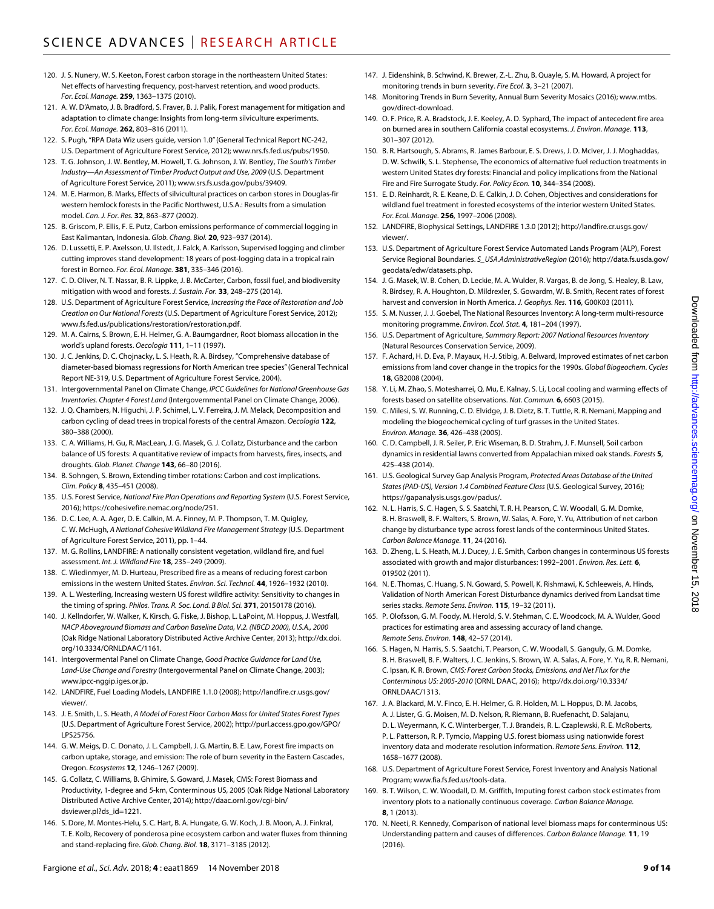120. J. S. Nunery, W. S. Keeton, Forest carbon storage in the northeastern United States: Net effects of harvesting frequency, post-harvest retention, and wood products. *For. Ecol. Manage.* **259**, 1363–1375 (2010).
121. A. W. D'Amato, J. B. Bradford, S. Fraver, B. J. Palik, Forest management for mitigation and adaptation to climate change: Insights from long-term silviculture experiments. *For. Ecol. Manage.* **262**, 803–816 (2011).
122. S. Pugh, "RPA Data Wiz users guide, version 1.0" (General Technical Report NC-242, U.S. Department of Agriculture Forest Service, 2012); www.nrs.fs.fed.us/pubs/1950.
123. T. G. Johnson, J. W. Bentley, M. Howell, T. G. Johnson, J. W. Bentley, *The South's Timber Industry—An Assessment of Timber Product Output and Use, 2009* (U.S. Department of Agriculture Forest Service, 2011); www.srs.fs.usda.gov/pubs/39409.
124. M. E. Harmon, B. Marks, Effects of silvicultural practices on carbon stores in Douglas-fir western hemlock forests in the Pacific Northwest, U.S.A.: Results from a simulation model. *Can. J. For. Res.* **32**, 863–877 (2002).
125. B. Griscom, P. Ellis, F. E. Putz, Carbon emissions performance of commercial logging in East Kalimantan, Indonesia. *Glob. Chang. Biol.* **20**, 923–937 (2014).
126. D. Lussetti, E. P. Axelsson, U. Ilstedt, J. Falck, A. Karlsson, Supervised logging and climber cutting improves stand development: 18 years of post-logging data in a tropical rain forest in Borneo. *For. Ecol. Manage.* **381**, 335–346 (2016).
127. C. D. Oliver, N. T. Nassar, B. R. Lippke, J. B. McCarter, Carbon, fossil fuel, and biodiversity mitigation with wood and forests. *J. Sustain. For.* **33**, 248–275 (2014).
128. U.S. Department of Agriculture Forest Service, *Increasing the Pace of Restoration and Job Creation on Our National Forests* (U.S. Department of Agriculture Forest Service, 2012); www.fs.fed.us/publications/restoration/restoration.pdf.
129. M. A. Cairns, S. Brown, E. H. Helmer, G. A. Baumgardner, Root biomass allocation in the world's upland forests. *Oecologia* **111**, 1–11 (1997).
130. J. C. Jenkins, D. C. Chojnacky, L. S. Heath, R. A. Birdsey, "Comprehensive database of diameter-based biomass regressions for North American tree species" (General Technical Report NE-319, U.S. Department of Agriculture Forest Service, 2004).
131. Intergovernmental Panel on Climate Change, *IPCC Guidelines for National Greenhouse Gas Inventories. Chapter 4 Forest Land* (Intergovernmental Panel on Climate Change, 2006).
132. J. Q. Chambers, N. Higuchi, J. P. Schimel, L. V. Ferreira, J. M. Melack, Decomposition and carbon cycling of dead trees in tropical forests of the central Amazon. *Oecologia* **122**, 380–388 (2000).
133. C. A. Williams, H. Gu, R. MacLean, J. G. Masek, G. J. Collatz, Disturbance and the carbon balance of US forests: A quantitative review of impacts from harvests, fires, insects, and droughts. *Glob. Planet. Change* **143**, 66–80 (2016).
134. B. Sohngen, S. Brown, Extending timber rotations: Carbon and cost implications. *Clim. Policy* **8**, 435–451 (2008).
135. U.S. Forest Service, *National Fire Plan Operations and Reporting System* (U.S. Forest Service, 2016); https://cohesivefire.nemac.org/node/251.
136. D. C. Lee, A. A. Ager, D. E. Calkin, M. A. Finney, M. P. Thompson, T. M. Quigley, C. W. McHugh, *A National Cohesive Wildland Fire Management Strategy* (U.S. Department of Agriculture Forest Service, 2011), pp. 1–44.
137. M. G. Rollins, LANDFIRE: A nationally consistent vegetation, wildland fire, and fuel assessment. *Int. J. Wildland Fire* **18**, 235–249 (2009).
138. C. Wiedinmyer, M. D. Hurteau, Prescribed fire as a means of reducing forest carbon emissions in the western United States. *Environ. Sci. Technol.* **44**, 1926–1932 (2010).
139. A. L. Westerling, Increasing western US forest wildfire activity: Sensitivity to changes in the timing of spring. *Philos. Trans. R. Soc. Lond. B Biol. Sci.* **371**, 20150178 (2016).
140. J. Kellndorfer, W. Walker, K. Kirsch, G. Fiske, J. Bishop, L. LaPoint, M. Hoppus, J. Westfall, *NACP Aboveground Biomass and Carbon Baseline Data, V.2. (NBCD 2000), U.S.A., 2000* (Oak Ridge National Laboratory Distributed Active Archive Center, 2013); http://dx.doi.org/10.3334/ORNLDAAC/1161.
141. Intergovernmental Panel on Climate Change, *Good Practice Guidance for Land Use, Land-Use Change and Forestry* (Intergovernmental Panel on Climate Change, 2003); www.ipcc-nggip.iges.or.jp.
142. LANDFIRE, Fuel Loading Models, LANDFIRE 1.1.0 (2008); http://landfire.cr.usgs.gov/viewer/.
143. J. E. Smith, L. S. Heath, *A Model of Forest Floor Carbon Mass for United States Forest Types* (U.S. Department of Agriculture Forest Service, 2002); http://purl.access.gpo.gov/GPO/LPS25756.
144. G. W. Meigs, D. C. Donato, J. L. Campbell, J. G. Martin, B. E. Law, Forest fire impacts on carbon uptake, storage, and emission: The role of burn severity in the Eastern Cascades, Oregon. *Ecosystems* **12**, 1246–1267 (2009).
145. G. Collatz, C. Williams, B. Ghimire, S. Goward, J. Masek, CMS: Forest Biomass and Productivity, 1-degree and 5-km, Conterminous US, 2005 (Oak Ridge National Laboratory Distributed Active Archive Center, 2014); http://daac.ornl.gov/cgi-bin/dsviewer.pl?ds_id=1221.
146. S. Dore, M. Montes-Helu, S. C. Hart, B. A. Hungate, G. W. Koch, J. B. Moon, A. J. Finkral, T. E. Kolb, Recovery of ponderosa pine ecosystem carbon and water fluxes from thinning and stand-replacing fire. *Glob. Chang. Biol.* **18**, 3171–3185 (2012).
147. J. Eidenshink, B. Schwind, K. Brewer, Z.-L. Zhu, B. Quayle, S. M. Howard, A project for monitoring trends in burn severity. *Fire Ecol.* **3**, 3–21 (2007).
148. Monitoring Trends in Burn Severity, Annual Burn Severity Mosaics (2016); www.mtbs.gov/direct-download.
149. O. F. Price, R. A. Bradstock, J. E. Keeley, A. D. Syphard, The impact of antecedent fire area on burned area in southern California coastal ecosystems. *J. Environ. Manage.* **113**, 301–307 (2012).
150. B. R. Hartsough, S. Abrams, R. James Barbour, E. S. Drews, J. D. McIver, J. J. Moghaddas, D. W. Schwilk, S. L. Stephense, The economics of alternative fuel reduction treatments in western United States dry forests: Financial and policy implications from the National Fire and Fire Surrogate Study. *For. Policy Econ.* **10**, 344–354 (2008).
151. E. D. Reinhardt, R. E. Keane, D. E. Calkin, J. D. Cohen, Objectives and considerations for wildland fuel treatment in forested ecosystems of the interior western United States. *For. Ecol. Manage.* **256**, 1997–2006 (2008).
152. LANDFIRE, Biophysical Settings, LANDFIRE 1.3.0 (2012); http://landfire.cr.usgs.gov/viewer/.
153. U.S. Department of Agriculture Forest Service Automated Lands Program (ALP), Forest Service Regional Boundaries. *S_USA.AdministrativeRegion* (2016); http://data.fs.usda.gov/geodata/edw/datasets.php.
154. J. G. Masek, W. B. Cohen, D. Leckie, M. A. Wulder, R. Vargas, B. de Jong, S. Healey, B. Law, R. Birdsey, R. A. Houghton, D. Mildrexler, S. Gowardm, W. B. Smith, Recent rates of forest harvest and conversion in North America. *J. Geophys. Res.* **116**, G00K03 (2011).
155. S. M. Nusser, J. J. Goebel, The National Resources Inventory: A long-term multi-resource monitoring programme. *Environ. Ecol. Stat.* **4**, 181–204 (1997).
156. U.S. Department of Agriculture, *Summary Report: 2007 National Resources Inventory* (Natural Resources Conservation Service, 2009).
157. F. Achard, H. D. Eva, P. Mayaux, H.-J. Stibig, A. Belward, Improved estimates of net carbon emissions from land cover change in the tropics for the 1990s. *Global Biogeochem. Cycles* **18**, GB2008 (2004).
158. Y. Li, M. Zhao, S. Motesharrei, Q. Mu, E. Kalnay, S. Li, Local cooling and warming effects of forests based on satellite observations. *Nat. Commun.* **6**, 6603 (2015).
159. C. Milesi, S. W. Running, C. D. Elvidge, J. B. Dietz, B. T. Tuttle, R. R. Nemani, Mapping and modeling the biogeochemical cycling of turf grasses in the United States. *Environ. Manage.* **36**, 426–438 (2005).
160. C. D. Campbell, J. R. Seiler, P. Eric Wiseman, B. D. Strahm, J. F. Munsell, Soil carbon dynamics in residential lawns converted from Appalachian mixed oak stands. *Forests* **5**, 425–438 (2014).
161. U.S. Geological Survey Gap Analysis Program, *Protected Areas Database of the United States (PAD-US), Version 1.4 Combined Feature Class* (U.S. Geological Survey, 2016); https://gapanalysis.usgs.gov/padus/.
162. N. L. Harris, S. C. Hagen, S. S. Saatchi, T. R. H. Pearson, C. W. Woodall, G. M. Domke, B. H. Braswell, B. F. Walters, S. Brown, W. Salas, A. Fore, Y. Yu, Attribution of net carbon change by disturbance type across forest lands of the conterminous United States. *Carbon Balance Manage.* **11**, 24 (2016).
163. D. Zheng, L. S. Heath, M. J. Ducey, J. E. Smith, Carbon changes in conterminous US forests associated with growth and major disturbances: 1992–2001. *Environ. Res. Lett.* **6**, 019502 (2011).
164. N. E. Thomas, C. Huang, S. N. Goward, S. Powell, K. Rishmawi, K. Schleeweis, A. Hinds, Validation of North American Forest Disturbance dynamics derived from Landsat time series stacks. *Remote Sens. Environ.* **115**, 19–32 (2011).
165. P. Olofsson, G. M. Foody, M. Herold, S. V. Stehman, C. E. Woodcock, M. A. Wulder, Good practices for estimating area and assessing accuracy of land change. *Remote Sens. Environ.* **148**, 42–57 (2014).
166. S. Hagen, N. Harris, S. S. Saatchi, T. Pearson, C. W. Woodall, S. Ganguly, G. M. Domke, B. H. Braswell, B. F. Walters, J. C. Jenkins, S. Brown, W. A. Salas, A. Fore, Y. Yu, R. R. Nemani, C. Ipsan, K. R. Brown, *CMS: Forest Carbon Stocks, Emissions, and Net Flux for the Conterminous US: 2005-2010* (ORNL DAAC, 2016); http://dx.doi.org/10.3334/ORNLDAAC/1313.
167. J. A. Blackard, M. V. Finco, E. H. Helmer, G. R. Holden, M. L. Hoppus, D. M. Jacobs, A. J. Lister, G. G. Moisen, M. D. Nelson, R. Riemann, B. Ruefenacht, D. Salajanu, D. L. Weyermann, K. C. Winterberger, T. J. Brandeis, R. L. Czaplewski, R. E. McRoberts, P. L. Patterson, R. P. Tymcio, Mapping U.S. forest biomass using nationwide forest inventory data and moderate resolution information. *Remote Sens. Environ.* **112**, 1658–1677 (2008).
168. U.S. Department of Agriculture Forest Service, Forest Inventory and Analysis National Program; www.fia.fs.fed.us/tools-data.
169. B. T. Wilson, C. W. Woodall, D. M. Griffith, Imputing forest carbon stock estimates from inventory plots to a nationally continuous coverage. *Carbon Balance Manage.* **8**, 1 (2013).
170. N. Neeti, R. Kennedy, Comparison of national level biomass maps for conterminous US: Understanding pattern and causes of differences. *Carbon Balance Manage.* **11**, 19 (2016).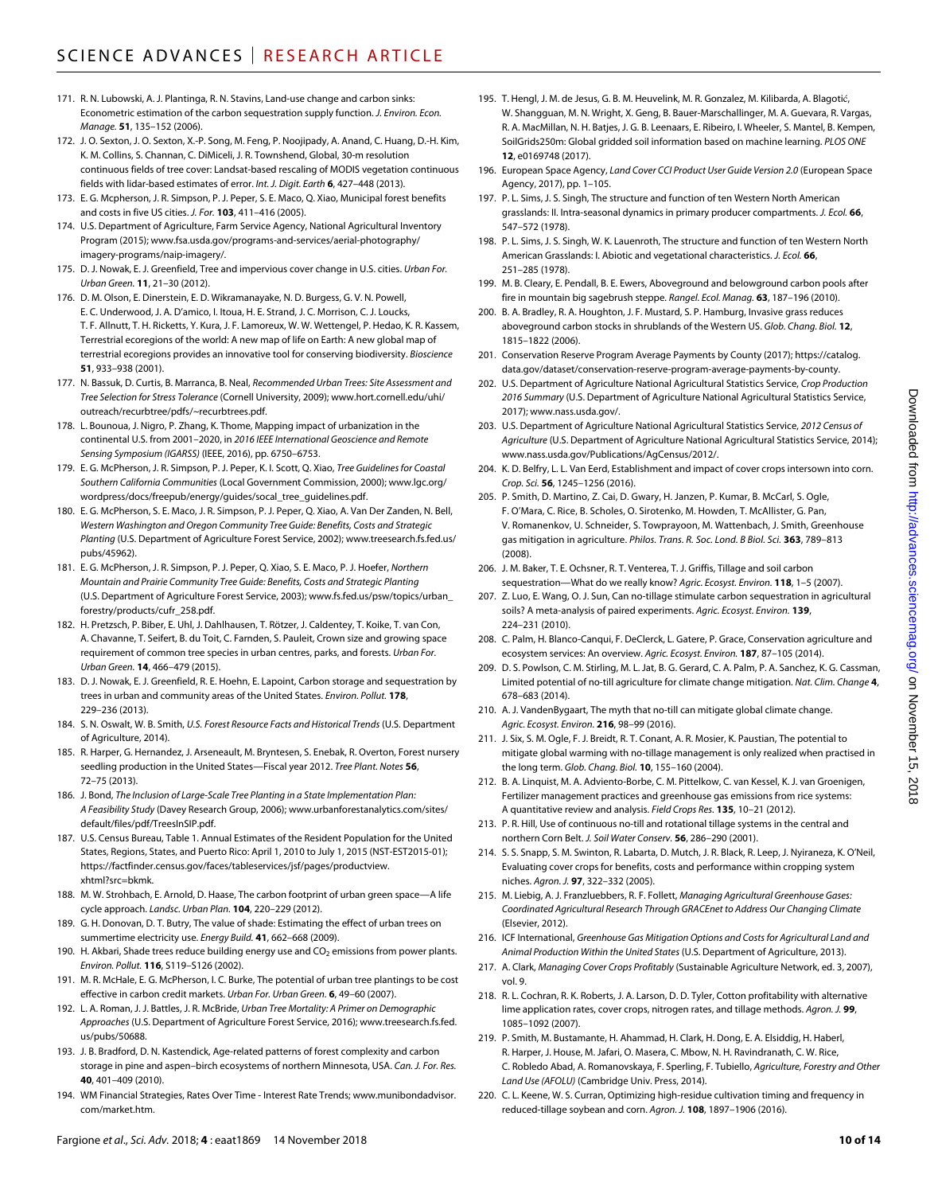171. R. N. Lubowski, A. J. Plantinga, R. N. Stavins, Land-use change and carbon sinks: Econometric estimation of the carbon sequestration supply function. *J. Environ. Econ. Manage.* **51**, 135–152 (2006).
172. J. O. Sexton, J. O. Sexton, X.-P. Song, M. Feng, P. Noojipady, A. Anand, C. Huang, D.-H. Kim, K. M. Collins, S. Channan, C. DiMiceli, J. R. Townshend, Global, 30-m resolution continuous fields of tree cover: Landsat-based rescaling of MODIS vegetation continuous fields with lidar-based estimates of error. *Int. J. Digit. Earth* **6**, 427–448 (2013).
173. E. G. Mcpherson, J. R. Simpson, P. J. Peper, S. E. Maco, Q. Xiao, Municipal forest benefits and costs in five US cities. *J. For.* **103**, 411–416 (2005).
174. U.S. Department of Agriculture, Farm Service Agency, National Agricultural Inventory Program (2015); www.fsa.usda.gov/programs-and-services/aerial-photography/imagery-programs/naip-imagery/.
175. D. J. Nowak, E. J. Greenfield, Tree and impervious cover change in U.S. cities. *Urban For. Urban Green.* **11**, 21–30 (2012).
176. D. M. Olson, E. Dinerstein, E. D. Wikramanayake, N. D. Burgess, G. V. N. Powell, E. C. Underwood, J. A. D'amico, I. Itoua, H. E. Strand, J. C. Morrison, C. J. Loucks, T. F. Allnutt, T. H. Ricketts, Y. Kura, J. F. Lamoreux, W. W. Wettengel, P. Hedao, K. R. Kassem, Terrestrial ecoregions of the world: A new map of life on Earth: A new global map of terrestrial ecoregions provides an innovative tool for conserving biodiversity. *Bioscience* **51**, 933–938 (2001).
177. N. Bassuk, D. Curtis, B. Marranca, B. Neal, *Recommended Urban Trees: Site Assessment and Tree Selection for Stress Tolerance* (Cornell University, 2009); www.hort.cornell.edu/uhi/outreach/recurbtree/pdfs/~recurbtrees.pdf.
178. L. Bounoua, J. Nigro, P. Zhang, K. Thome, Mapping impact of urbanization in the continental U.S. from 2001–2020, in *2016 IEEE International Geoscience and Remote Sensing Symposium (IGARSS)* (IEEE, 2016), pp. 6750–6753.
179. E. G. McPherson, J. R. Simpson, P. J. Peper, K. I. Scott, Q. Xiao, *Tree Guidelines for Coastal Southern California Communities* (Local Government Commission, 2000); www.lgc.org/wordpress/docs/freepub/energy/guides/socal_tree_guidelines.pdf.
180. E. G. McPherson, S. E. Maco, J. R. Simpson, P. J. Peper, Q. Xiao, A. Van Der Zanden, N. Bell, *Western Washington and Oregon Community Tree Guide: Benefits, Costs and Strategic Planting* (U.S. Department of Agriculture Forest Service, 2002); www.treesearch.fs.fed.us/pubs/45962).
181. E. G. McPherson, J. R. Simpson, P. J. Peper, Q. Xiao, S. E. Maco, P. J. Hoefer, *Northern Mountain and Prairie Community Tree Guide: Benefits, Costs and Strategic Planting* (U.S. Department of Agriculture Forest Service, 2003); www.fs.fed.us/psw/topics/urban_forestry/products/cufr_258.pdf.
182. H. Pretzsch, P. Biber, E. Uhl, J. Dahlhausen, T. Rötzer, J. Caldentey, T. Koike, T. van Con, A. Chavanne, T. Seifert, B. du Toit, C. Farnden, S. Pauleit, Crown size and growing space requirement of common tree species in urban centres, parks, and forests. *Urban For. Urban Green.* **14**, 466–479 (2015).
183. D. J. Nowak, E. J. Greenfield, R. E. Hoehn, E. Lapoint, Carbon storage and sequestration by trees in urban and community areas of the United States. *Environ. Pollut.* **178**, 229–236 (2013).
184. S. N. Oswalt, W. B. Smith, *U.S. Forest Resource Facts and Historical Trends* (U.S. Department of Agriculture, 2014).
185. R. Harper, G. Hernandez, J. Arseneault, M. Bryntesen, S. Enebak, R. Overton, Forest nursery seedling production in the United States—Fiscal year 2012. *Tree Plant. Notes* **56**, 72–75 (2013).
186. J. Bond, *The Inclusion of Large-Scale Tree Planting in a State Implementation Plan: A Feasibility Study* (Davey Research Group, 2006); www.urbanforestanalytics.com/sites/default/files/pdf/TreesInSIP.pdf.
187. U.S. Census Bureau, Table 1. Annual Estimates of the Resident Population for the United States, Regions, States, and Puerto Rico: April 1, 2010 to July 1, 2015 (NST-EST2015-01); https://factfinder.census.gov/faces/tableservices/jsf/pages/productview.xhtml?src=bkmk.
188. M. W. Strohbach, E. Arnold, D. Haase, The carbon footprint of urban green space—A life cycle approach. *Landsc. Urban Plan.* **104**, 220–229 (2012).
189. G. H. Donovan, D. T. Butry, The value of shade: Estimating the effect of urban trees on summertime electricity use. *Energy Build.* **41**, 662–668 (2009).
190. H. Akbari, Shade trees reduce building energy use and $CO_2$ emissions from power plants. *Environ. Pollut.* **116**, S119–S126 (2002).
191. M. R. McHale, E. G. McPherson, I. C. Burke, The potential of urban tree plantings to be cost effective in carbon credit markets. *Urban For. Urban Green.* **6**, 49–60 (2007).
192. L. A. Roman, J. J. Battles, J. R. McBride, *Urban Tree Mortality: A Primer on Demographic Approaches* (U.S. Department of Agriculture Forest Service, 2016); www.treesearch.fs.fed.us/pubs/50688.
193. J. B. Bradford, D. N. Kastendick, Age-related patterns of forest complexity and carbon storage in pine and aspen–birch ecosystems of northern Minnesota, USA. *Can. J. For. Res.* **40**, 401–409 (2010).
194. WM Financial Strategies, Rates Over Time - Interest Rate Trends; www.munibondadvisor.com/market.htm.
195. T. Hengl, J. M. de Jesus, G. B. M. Heuvelink, M. R. Gonzalez, M. Kilibarda, A. Blagotić, W. Shangguan, M. N. Wright, X. Geng, B. Bauer-Marschallinger, M. A. Guevara, R. Vargas, R. A. MacMillan, N. H. Batjes, J. G. B. Leenaars, E. Ribeiro, I. Wheeler, S. Mantel, B. Kempen, SoilGrids250m: Global gridded soil information based on machine learning. *PLOS ONE* **12**, e0169748 (2017).
196. European Space Agency, *Land Cover CCI Product User Guide Version 2.0* (European Space Agency, 2017), pp. 1–105.
197. P. L. Sims, J. S. Singh, The structure and function of ten Western North American grasslands: II. Intra-seasonal dynamics in primary producer compartments. *J. Ecol.* **66**, 547–572 (1978).
198. P. L. Sims, J. S. Singh, W. K. Lauenroth, The structure and function of ten Western North American Grasslands: I. Abiotic and vegetational characteristics. *J. Ecol.* **66**, 251–285 (1978).
199. M. B. Cleary, E. Pendall, B. E. Ewers, Aboveground and belowground carbon pools after fire in mountain big sagebrush steppe. *Rangel. Ecol. Manag.* **63**, 187–196 (2010).
200. B. A. Bradley, R. A. Houghton, J. F. Mustard, S. P. Hamburg, Invasive grass reduces aboveground carbon stocks in shrublands of the Western US. *Glob. Chang. Biol.* **12**, 1815–1822 (2006).
201. Conservation Reserve Program Average Payments by County (2017); https://catalog.data.gov/dataset/conservation-reserve-program-average-payments-by-county.
202. U.S. Department of Agriculture National Agricultural Statistics Service, *Crop Production 2016 Summary* (U.S. Department of Agriculture National Agricultural Statistics Service, 2017); www.nass.usda.gov/.
203. U.S. Department of Agriculture National Agricultural Statistics Service, *2012 Census of Agriculture* (U.S. Department of Agriculture National Agricultural Statistics Service, 2014); www.nass.usda.gov/Publications/AgCensus/2012/.
204. K. D. Belfry, L. L. Van Eerd, Establishment and impact of cover crops intersown into corn. *Crop. Sci.* **56**, 1245–1256 (2016).
205. P. Smith, D. Martino, Z. Cai, D. Gwary, H. Janzen, P. Kumar, B. McCarl, S. Ogle, F. O'Mara, C. Rice, B. Scholes, O. Sirotenko, M. Howden, T. McAllister, G. Pan, V. Romanenkov, U. Schneider, S. Towprayoon, M. Wattenbach, J. Smith, Greenhouse gas mitigation in agriculture. *Philos. Trans. R. Soc. Lond. B Biol. Sci.* **363**, 789–813 (2008).
206. J. M. Baker, T. E. Ochsner, R. T. Venterea, T. J. Griffis, Tillage and soil carbon sequestration—What do we really know? *Agric. Ecosyst. Environ.* **118**, 1–5 (2007).
207. Z. Luo, E. Wang, O. J. Sun, Can no-tillage stimulate carbon sequestration in agricultural soils? A meta-analysis of paired experiments. *Agric. Ecosyst. Environ.* **139**, 224–231 (2010).
208. C. Palm, H. Blanco-Canqui, F. DeClerck, L. Gatere, P. Grace, Conservation agriculture and ecosystem services: An overview. *Agric. Ecosyst. Environ.* **187**, 87–105 (2014).
209. D. S. Powlson, C. M. Stirling, M. L. Jat, B. G. Gerard, C. A. Palm, P. A. Sanchez, K. G. Cassman, Limited potential of no-till agriculture for climate change mitigation. *Nat. Clim. Change* **4**, 678–683 (2014).
210. A. J. VandenBygaart, The myth that no-till can mitigate global climate change. *Agric. Ecosyst. Environ.* **216**, 98–99 (2016).
211. J. Six, S. M. Ogle, F. J. Breidt, R. T. Conant, A. R. Mosier, K. Paustian, The potential to mitigate global warming with no-tillage management is only realized when practised in the long term. *Glob. Chang. Biol.* **10**, 155–160 (2004).
212. B. A. Linquist, M. A. Adviento-Borbe, C. M. Pittelkow, C. van Kessel, K. J. van Groenigen, Fertilizer management practices and greenhouse gas emissions from rice systems: A quantitative review and analysis. *Field Crops Res.* **135**, 10–21 (2012).
213. P. R. Hill, Use of continuous no-till and rotational tillage systems in the central and northern Corn Belt. *J. Soil Water Conserv.* **56**, 286–290 (2001).
214. S. S. Snapp, S. M. Swinton, R. Labarta, D. Mutch, J. R. Black, R. Leep, J. Nyiraneza, K. O'Neil, Evaluating cover crops for benefits, costs and performance within cropping system niches. *Agron. J.* **97**, 322–332 (2005).
215. M. Liebig, A. J. Franzluebbers, R. F. Follett, *Managing Agricultural Greenhouse Gases: Coordinated Agricultural Research Through GRACEnet to Address Our Changing Climate* (Elsevier, 2012).
216. ICF International, *Greenhouse Gas Mitigation Options and Costs for Agricultural Land and Animal Production Within the United States* (U.S. Department of Agriculture, 2013).
217. A. Clark, *Managing Cover Crops Profitably* (Sustainable Agriculture Network, ed. 3, 2007), vol. 9.
218. R. L. Cochran, R. K. Roberts, J. A. Larson, D. D. Tyler, Cotton profitability with alternative lime application rates, cover crops, nitrogen rates, and tillage methods. *Agron. J.* **99**, 1085–1092 (2007).
219. P. Smith, M. Bustamante, H. Ahammad, H. Clark, H. Dong, E. A. Elsiddig, H. Haberl, R. Harper, J. House, M. Jafari, O. Masera, C. Mbow, N. H. Ravindranath, C. W. Rice, C. Robledo Abad, A. Romanovskaya, F. Sperling, F. Tubiello, *Agriculture, Forestry and Other Land Use (AFOLU)* (Cambridge Univ. Press, 2014).
220. C. L. Keene, W. S. Curran, Optimizing high-residue cultivation timing and frequency in reduced-tillage soybean and corn. *Agron. J.* **108**, 1897–1906 (2016).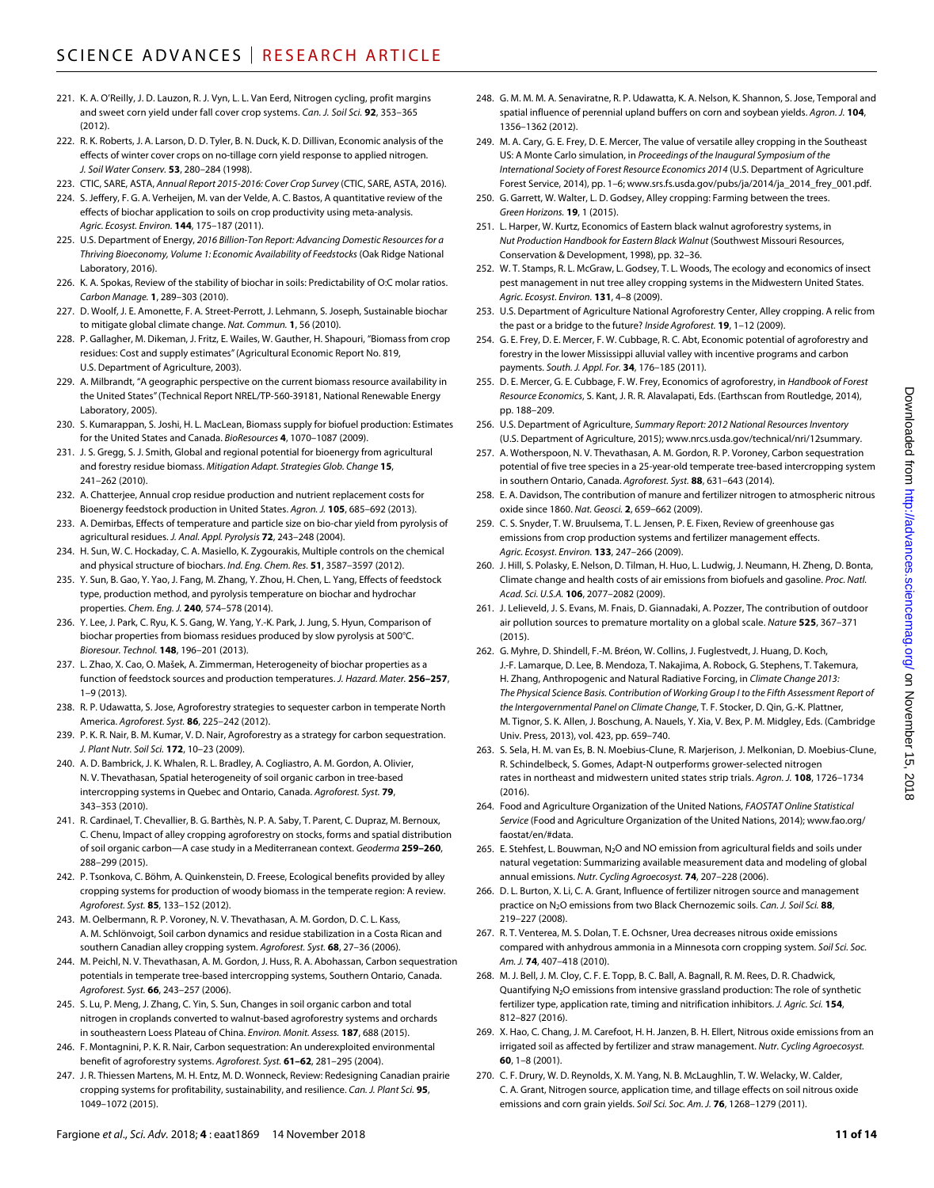221. K. A. O'Reilly, J. D. Lauzon, R. J. Vyn, L. L. Van Eerd, Nitrogen cycling, profit margins and sweet corn yield under fall cover crop systems. *Can. J. Soil Sci.* **92**, 353–365 (2012).
222. R. K. Roberts, J. A. Larson, D. D. Tyler, B. N. Duck, K. D. Dillivan, Economic analysis of the effects of winter cover crops on no-tillage corn yield response to applied nitrogen. *J. Soil Water Conserv.* **53**, 280–284 (1998).
223. CTIC, SARE, ASTA, *Annual Report 2015-2016: Cover Crop Survey* (CTIC, SARE, ASTA, 2016).
224. S. Jeffery, F. G. A. Verheijen, M. van der Velde, A. C. Bastos, A quantitative review of the effects of biochar application to soils on crop productivity using meta-analysis. *Agric. Ecosyst. Environ.* **144**, 175–187 (2011).
225. U.S. Department of Energy, *2016 Billion-Ton Report: Advancing Domestic Resources for a Thriving Bioeconomy, Volume 1: Economic Availability of Feedstocks* (Oak Ridge National Laboratory, 2016).
226. K. A. Spokas, Review of the stability of biochar in soils: Predictability of O:C molar ratios. *Carbon Manage.* **1**, 289–303 (2010).
227. D. Woolf, J. E. Amonette, F. A. Street-Perrott, J. Lehmann, S. Joseph, Sustainable biochar to mitigate global climate change. *Nat. Commun.* **1**, 56 (2010).
228. P. Gallagher, M. Dikeman, J. Fritz, E. Wailes, W. Gauther, H. Shapouri, "Biomass from crop residues: Cost and supply estimates" (Agricultural Economic Report No. 819, U.S. Department of Agriculture, 2003).
229. A. Milbrandt, "A geographic perspective on the current biomass resource availability in the United States" (Technical Report NREL/TP-560-39181, National Renewable Energy Laboratory, 2005).
230. S. Kumarappan, S. Joshi, H. L. MacLean, Biomass supply for biofuel production: Estimates for the United States and Canada. *BioResources* **4**, 1070–1087 (2009).
231. J. S. Gregg, S. J. Smith, Global and regional potential for bioenergy from agricultural and forestry residue biomass. *Mitigation Adapt. Strategies Glob. Change* **15**, 241–262 (2010).
232. A. Chatterjee, Annual crop residue production and nutrient replacement costs for Bioenergy feedstock production in United States. *Agron. J.* **105**, 685–692 (2013).
233. A. Demirbas, Effects of temperature and particle size on bio-char yield from pyrolysis of agricultural residues. *J. Anal. Appl. Pyrolysis* **72**, 243–248 (2004).
234. H. Sun, W. C. Hockaday, C. A. Masiello, K. Zygourakis, Multiple controls on the chemical and physical structure of biochars. *Ind. Eng. Chem. Res.* **51**, 3587–3597 (2012).
235. Y. Sun, B. Gao, Y. Yao, J. Fang, M. Zhang, Y. Zhou, H. Chen, L. Yang, Effects of feedstock type, production method, and pyrolysis temperature on biochar and hydrochar properties. *Chem. Eng. J.* **240**, 574–578 (2014).
236. Y. Lee, J. Park, C. Ryu, K. S. Gang, W. Yang, Y.-K. Park, J. Jung, S. Hyun, Comparison of biochar properties from biomass residues produced by slow pyrolysis at 500°C. *Bioresour. Technol.* **148**, 196–201 (2013).
237. L. Zhao, X. Cao, O. Mašek, A. Zimmerman, Heterogeneity of biochar properties as a function of feedstock sources and production temperatures. *J. Hazard. Mater.* **256–257**, 1–9 (2013).
238. R. P. Udawatta, S. Jose, Agroforestry strategies to sequester carbon in temperate North America. *Agroforest. Syst.* **86**, 225–242 (2012).
239. P. K. R. Nair, B. M. Kumar, V. D. Nair, Agroforestry as a strategy for carbon sequestration. *J. Plant Nutr. Soil Sci.* **172**, 10–23 (2009).
240. A. D. Bambrick, J. K. Whalen, R. L. Bradley, A. Cogliastro, A. M. Gordon, A. Olivier, N. V. Thevathasan, Spatial heterogeneity of soil organic carbon in tree-based intercropping systems in Quebec and Ontario, Canada. *Agroforest. Syst.* **79**, 343–353 (2010).
241. R. Cardinael, T. Chevallier, B. G. Barthès, N. P. A. Saby, T. Parent, C. Dupraz, M. Bernoux, C. Chenu, Impact of alley cropping agroforestry on stocks, forms and spatial distribution of soil organic carbon—A case study in a Mediterranean context. *Geoderma* **259–260**, 288–299 (2015).
242. P. Tsonkova, C. Böhm, A. Quinkenstein, D. Freese, Ecological benefits provided by alley cropping systems for production of woody biomass in the temperate region: A review. *Agroforest. Syst.* **85**, 133–152 (2012).
243. M. Oelbermann, R. P. Voroney, N. V. Thevathasan, A. M. Gordon, D. C. L. Kass, A. M. Schlönvoigt, Soil carbon dynamics and residue stabilization in a Costa Rican and southern Canadian alley cropping system. *Agroforest. Syst.* **68**, 27–36 (2006).
244. M. Peichl, N. V. Thevathasan, A. M. Gordon, J. Huss, R. A. Abohassan, Carbon sequestration potentials in temperate tree-based intercropping systems, Southern Ontario, Canada. *Agroforest. Syst.* **66**, 243–257 (2006).
245. S. Lu, P. Meng, J. Zhang, C. Yin, S. Sun, Changes in soil organic carbon and total nitrogen in croplands converted to walnut-based agroforestry systems and orchards in southeastern Loess Plateau of China. *Environ. Monit. Assess.* **187**, 688 (2015).
246. F. Montagnini, P. K. R. Nair, Carbon sequestration: An underexploited environmental benefit of agroforestry systems. *Agroforest. Syst.* **61–62**, 281–295 (2004).
247. J. R. Thiessen Martens, M. H. Entz, M. D. Wonneck, Review: Redesigning Canadian prairie cropping systems for profitability, sustainability, and resilience. *Can. J. Plant Sci.* **95**, 1049–1072 (2015).
248. G. M. M. M. A. Senaviratne, R. P. Udawatta, K. A. Nelson, K. Shannon, S. Jose, Temporal and spatial influence of perennial upland buffers on corn and soybean yields. *Agron. J.* **104**, 1356–1362 (2012).
249. M. A. Cary, G. E. Frey, D. E. Mercer, The value of versatile alley cropping in the Southeast US: A Monte Carlo simulation, in *Proceedings of the Inaugural Symposium of the International Society of Forest Resource Economics 2014* (U.S. Department of Agriculture Forest Service, 2014), pp. 1–6; www.srs.fs.usda.gov/pubs/ja/2014/ja_2014_frey_001.pdf.
250. G. Garrett, W. Walter, L. D. Godsey, Alley cropping: Farming between the trees. *Green Horizons.* **19**, 1 (2015).
251. L. Harper, W. Kurtz, Economics of Eastern black walnut agroforestry systems, in *Nut Production Handbook for Eastern Black Walnut* (Southwest Missouri Resources, Conservation & Development, 1998), pp. 32–36.
252. W. T. Stamps, R. L. McGraw, L. Godsey, T. L. Woods, The ecology and economics of insect pest management in nut tree alley cropping systems in the Midwestern United States. *Agric. Ecosyst. Environ.* **131**, 4–8 (2009).
253. U.S. Department of Agriculture National Agroforestry Center, Alley cropping. A relic from the past or a bridge to the future? *Inside Agroforest.* **19**, 1–12 (2009).
254. G. E. Frey, D. E. Mercer, F. W. Cubbage, R. C. Abt, Economic potential of agroforestry and forestry in the lower Mississippi alluvial valley with incentive programs and carbon payments. *South. J. Appl. For.* **34**, 176–185 (2011).
255. D. E. Mercer, G. E. Cubbage, F. W. Frey, Economics of agroforestry, in *Handbook of Forest Resource Economics*, S. Kant, J. R. R. Alavalapati, Eds. (Earthscan from Routledge, 2014), pp. 188–209.
256. U.S. Department of Agriculture, *Summary Report: 2012 National Resources Inventory* (U.S. Department of Agriculture, 2015); www.nrcs.usda.gov/technical/nri/12summary.
257. A. Wotherspoon, N. V. Thevathasan, A. M. Gordon, R. P. Voroney, Carbon sequestration potential of five tree species in a 25-year-old temperate tree-based intercropping system in southern Ontario, Canada. *Agroforest. Syst.* **88**, 631–643 (2014).
258. E. A. Davidson, The contribution of manure and fertilizer nitrogen to atmospheric nitrous oxide since 1860. *Nat. Geosci.* **2**, 659–662 (2009).
259. C. S. Snyder, T. W. Bruulsema, T. L. Jensen, P. E. Fixen, Review of greenhouse gas emissions from crop production systems and fertilizer management effects. *Agric. Ecosyst. Environ.* **133**, 247–266 (2009).
260. J. Hill, S. Polasky, E. Nelson, D. Tilman, H. Huo, L. Ludwig, J. Neumann, H. Zheng, D. Bonta, Climate change and health costs of air emissions from biofuels and gasoline. *Proc. Natl. Acad. Sci. U.S.A.* **106**, 2077–2082 (2009).
261. J. Lelieveld, J. S. Evans, M. Fnais, D. Giannadaki, A. Pozzer, The contribution of outdoor air pollution sources to premature mortality on a global scale. *Nature* **525**, 367–371 (2015).
262. G. Myhre, D. Shindell, F.-M. Bréon, W. Collins, J. Fuglestvedt, J. Huang, D. Koch, J.-F. Lamarque, D. Lee, B. Mendoza, T. Nakajima, A. Robock, G. Stephens, T. Takemura, H. Zhang, Anthropogenic and Natural Radiative Forcing, in *Climate Change 2013: The Physical Science Basis. Contribution of Working Group I to the Fifth Assessment Report of the Intergovernmental Panel on Climate Change*, T. F. Stocker, D. Qin, G.-K. Plattner, M. Tignor, S. K. Allen, J. Boschung, A. Nauels, Y. Xia, V. Bex, P. M. Midgley, Eds. (Cambridge Univ. Press, 2013), vol. 423, pp. 659–740.
263. S. Sela, H. M. van Es, B. N. Moebius-Clune, R. Marjerison, J. Melkonian, D. Moebius-Clune, R. Schindelbeck, S. Gomes, Adapt-N outperforms grower-selected nitrogen rates in northeast and midwestern united states strip trials. *Agron. J.* **108**, 1726–1734 (2016).
264. Food and Agriculture Organization of the United Nations, *FAOSTAT Online Statistical Service* (Food and Agriculture Organization of the United Nations, 2014); www.fao.org/faostat/en/#data.
265. E. Stehfest, L. Bouwman, $N_2O$ and NO emission from agricultural fields and soils under natural vegetation: Summarizing available measurement data and modeling of global annual emissions. *Nutr. Cycling Agroecosyst.* **74**, 207–228 (2006).
266. D. L. Burton, X. Li, C. A. Grant, Influence of fertilizer nitrogen source and management practice on $N_2O$ emissions from two Black Chernozemic soils. *Can. J. Soil Sci.* **88**, 219–227 (2008).
267. R. T. Venterea, M. S. Dolan, T. E. Ochsner, Urea decreases nitrous oxide emissions compared with anhydrous ammonia in a Minnesota corn cropping system. *Soil Sci. Soc. Am. J.* **74**, 407–418 (2010).
268. M. J. Bell, J. M. Cloy, C. F. E. Topp, B. C. Ball, A. Bagnall, R. M. Rees, D. R. Chadwick, Quantifying $N_2O$ emissions from intensive grassland production: The role of synthetic fertilizer type, application rate, timing and nitrification inhibitors. *J. Agric. Sci.* **154**, 812–827 (2016).
269. X. Hao, C. Chang, J. M. Carefoot, H. H. Janzen, B. H. Ellert, Nitrous oxide emissions from an irrigated soil as affected by fertilizer and straw management. *Nutr. Cycling Agroecosyst.* **60**, 1–8 (2001).
270. C. F. Drury, W. D. Reynolds, X. M. Yang, N. B. McLaughlin, T. W. Welacky, W. Calder, C. A. Grant, Nitrogen source, application time, and tillage effects on soil nitrous oxide emissions and corn grain yields. *Soil Sci. Soc. Am. J.* **76**, 1268–1279 (2011).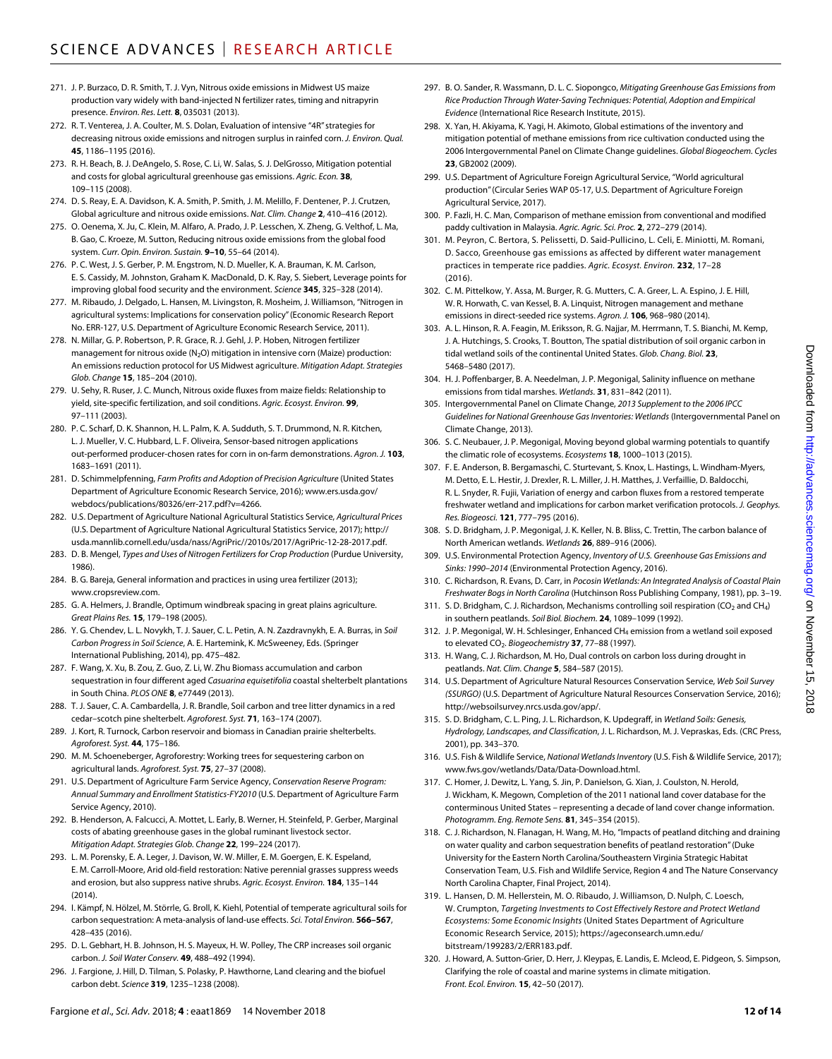271. J. P. Burzaco, D. R. Smith, T. J. Vyn, Nitrous oxide emissions in Midwest US maize production vary widely with band-injected N fertilizer rates, timing and nitrapyrin presence. *Environ. Res. Lett.* **8**, 035031 (2013).
272. R. T. Venterea, J. A. Coulter, M. S. Dolan, Evaluation of intensive "4R" strategies for decreasing nitrous oxide emissions and nitrogen surplus in rainfed corn. *J. Environ. Qual.* **45**, 1186–1195 (2016).
273. R. H. Beach, B. J. DeAngelo, S. Rose, C. Li, W. Salas, S. J. DelGrosso, Mitigation potential and costs for global agricultural greenhouse gas emissions. *Agric. Econ.* **38**, 109–115 (2008).
274. D. S. Reay, E. A. Davidson, K. A. Smith, P. Smith, J. M. Melillo, F. Dentener, P. J. Crutzen, Global agriculture and nitrous oxide emissions. *Nat. Clim. Change* **2**, 410–416 (2012).
275. O. Oenema, X. Ju, C. Klein, M. Alfaro, A. Prado, J. P. Lesschen, X. Zheng, G. Velthof, L. Ma, B. Gao, C. Kroeze, M. Sutton, Reducing nitrous oxide emissions from the global food system. *Curr. Opin. Environ. Sustain.* **9–10**, 55–64 (2014).
276. P. C. West, J. S. Gerber, P. M. Engstrom, N. D. Mueller, K. A. Brauman, K. M. Carlson, E. S. Cassidy, M. Johnston, Graham K. MacDonald, D. K. Ray, S. Siebert, Leverage points for improving global food security and the environment. *Science* **345**, 325–328 (2014).
277. M. Ribaudo, J. Delgado, L. Hansen, M. Livingston, R. Mosheim, J. Williamson, "Nitrogen in agricultural systems: Implications for conservation policy" (Economic Research Report No. ERR-127, U.S. Department of Agriculture Economic Research Service, 2011).
278. N. Millar, G. P. Robertson, P. R. Grace, R. J. Gehl, J. P. Hoben, Nitrogen fertilizer management for nitrous oxide ($N_2O$) mitigation in intensive corn (Maize) production: An emissions reduction protocol for US Midwest agriculture. *Mitigation Adapt. Strategies Glob. Change* **15**, 185–204 (2010).
279. U. Sehy, R. Ruser, J. C. Munch, Nitrous oxide fluxes from maize fields: Relationship to yield, site-specific fertilization, and soil conditions. *Agric. Ecosyst. Environ.* **99**, 97–111 (2003).
280. P. C. Scharf, D. K. Shannon, H. L. Palm, K. A. Sudduth, S. T. Drummond, N. R. Kitchen, L. J. Mueller, V. C. Hubbard, L. F. Oliveira, Sensor-based nitrogen applications out-performed producer-chosen rates for corn in on-farm demonstrations. *Agron. J.* **103**, 1683–1691 (2011).
281. D. Schimmelpfenning, *Farm Profits and Adoption of Precision Agriculture* (United States Department of Agriculture Economic Research Service, 2016); www.ers.usda.gov/webdocs/publications/80326/err-217.pdf?v=4266.
282. U.S. Department of Agriculture National Agricultural Statistics Service, *Agricultural Prices* (U.S. Department of Agriculture National Agricultural Statistics Service, 2017); http://usda.mannlib.cornell.edu/usda/nass/AgriPric//2010s/2017/AgriPric-12-28-2017.pdf.
283. D. B. Mengel, *Types and Uses of Nitrogen Fertilizers for Crop Production* (Purdue University, 1986).
284. B. G. Bareja, General information and practices in using urea fertilizer (2013); www.cropsreview.com.
285. G. A. Helmers, J. Brandle, Optimum windbreak spacing in great plains agriculture. *Great Plains Res.* **15**, 179–198 (2005).
286. Y. G. Chendev, L. L. Novykh, T. J. Sauer, C. L. Petin, A. N. Zazdravnykh, E. A. Burras, in *Soil Carbon Progress in Soil Science*, A. E. Hartemink, K. McSweeney, Eds. (Springer International Publishing, 2014), pp. 475–482.
287. F. Wang, X. Xu, B. Zou, Z. Guo, Z. Li, W. Zhu Biomass accumulation and carbon sequestration in four different aged *Casuarina equisetifolia* coastal shelterbelt plantations in South China. *PLOS ONE* **8**, e77449 (2013).
288. T. J. Sauer, C. A. Cambardella, J. R. Brandle, Soil carbon and tree litter dynamics in a red cedar–scotch pine shelterbelt. *Agroforest. Syst.* **71**, 163–174 (2007).
289. J. Kort, R. Turnock, Carbon reservoir and biomass in Canadian prairie shelterbelts. *Agroforest. Syst.* **44**, 175–186.
290. M. M. Schoeneberger, Agroforestry: Working trees for sequestering carbon on agricultural lands. *Agroforest. Syst.* **75**, 27–37 (2008).
291. U.S. Department of Agriculture Farm Service Agency, *Conservation Reserve Program: Annual Summary and Enrollment Statistics-FY2010* (U.S. Department of Agriculture Farm Service Agency, 2010).
292. B. Henderson, A. Falcucci, A. Mottet, L. Early, B. Werner, H. Steinfeld, P. Gerber, Marginal costs of abating greenhouse gases in the global ruminant livestock sector. *Mitigation Adapt. Strategies Glob. Change* **22**, 199–224 (2017).
293. L. M. Porensky, E. A. Leger, J. Davison, W. W. Miller, E. M. Goergen, E. K. Espeland, E. M. Carroll-Moore, Arid old-field restoration: Native perennial grasses suppress weeds and erosion, but also suppress native shrubs. *Agric. Ecosyst. Environ.* **184**, 135–144 (2014).
294. I. Kämpf, N. Hölzel, M. Störrle, G. Broll, K. Kiehl, Potential of temperate agricultural soils for carbon sequestration: A meta-analysis of land-use effects. *Sci. Total Environ.* **566–567**, 428–435 (2016).
295. D. L. Gebhart, H. B. Johnson, H. S. Mayeux, H. W. Polley, The CRP increases soil organic carbon. *J. Soil Water Conserv.* **49**, 488–492 (1994).
296. J. Fargione, J. Hill, D. Tilman, S. Polasky, P. Hawthorne, Land clearing and the biofuel carbon debt. *Science* **319**, 1235–1238 (2008).
297. B. O. Sander, R. Wassmann, D. L. C. Siopongco, *Mitigating Greenhouse Gas Emissions from Rice Production Through Water-Saving Techniques: Potential, Adoption and Empirical Evidence* (International Rice Research Institute, 2015).
298. X. Yan, H. Akiyama, K. Yagi, H. Akimoto, Global estimations of the inventory and mitigation potential of methane emissions from rice cultivation conducted using the 2006 Intergovernmental Panel on Climate Change guidelines. *Global Biogeochem. Cycles* **23**, GB2002 (2009).
299. U.S. Department of Agriculture Foreign Agricultural Service, "World agricultural production" (Circular Series WAP 05-17, U.S. Department of Agriculture Foreign Agricultural Service, 2017).
300. P. Fazli, H. C. Man, Comparison of methane emission from conventional and modified paddy cultivation in Malaysia. *Agric. Agric. Sci. Proc.* **2**, 272–279 (2014).
301. M. Peyron, C. Bertora, S. Pelissetti, D. Said-Pullicino, L. Celi, E. Miniotti, M. Romani, D. Sacco, Greenhouse gas emissions as affected by different water management practices in temperate rice paddies. *Agric. Ecosyst. Environ.* **232**, 17–28 (2016).
302. C. M. Pittelkow, Y. Assa, M. Burger, R. G. Mutters, C. A. Greer, L. A. Espino, J. E. Hill, W. R. Horwath, C. van Kessel, B. A. Linquist, Nitrogen management and methane emissions in direct-seeded rice systems. *Agron. J.* **106**, 968–980 (2014).
303. A. L. Hinson, R. A. Feagin, M. Eriksson, R. G. Najjar, M. Herrmann, T. S. Bianchi, M. Kemp, J. A. Hutchings, S. Crooks, T. Boutton, The spatial distribution of soil organic carbon in tidal wetland soils of the continental United States. *Glob. Chang. Biol.* **23**, 5468–5480 (2017).
304. H. J. Poffenbarger, B. A. Needelman, J. P. Megonigal, Salinity influence on methane emissions from tidal marshes. *Wetlands.* **31**, 831–842 (2011).
305. Intergovernmental Panel on Climate Change, *2013 Supplement to the 2006 IPCC Guidelines for National Greenhouse Gas Inventories: Wetlands* (Intergovernmental Panel on Climate Change, 2013).
306. S. C. Neubauer, J. P. Megonigal, Moving beyond global warming potentials to quantify the climatic role of ecosystems. *Ecosystems* **18**, 1000–1013 (2015).
307. F. E. Anderson, B. Bergamaschi, C. Sturtevant, S. Knox, L. Hastings, L. Windham-Myers, M. Detto, E. L. Hestir, J. Drexler, R. L. Miller, J. H. Matthes, J. Verfaillie, D. Baldocchi, R. L. Snyder, R. Fujii, Variation of energy and carbon fluxes from a restored temperate freshwater wetland and implications for carbon market verification protocols. *J. Geophys. Res. Biogeosci.* **121**, 777–795 (2016).
308. S. D. Bridgham, J. P. Megonigal, J. K. Keller, N. B. Bliss, C. Trettin, The carbon balance of North American wetlands. *Wetlands* **26**, 889–916 (2006).
309. U.S. Environmental Protection Agency, *Inventory of U.S. Greenhouse Gas Emissions and Sinks: 1990–2014* (Environmental Protection Agency, 2016).
310. C. Richardson, R. Evans, D. Carr, in *Pocosin Wetlands: An Integrated Analysis of Coastal Plain Freshwater Bogs in North Carolina* (Hutchinson Ross Publishing Company, 1981), pp. 3–19.
311. S. D. Bridgham, C. J. Richardson, Mechanisms controlling soil respiration ($CO_2$ and $CH_4$) in southern peatlands. *Soil Biol. Biochem.* **24**, 1089–1099 (1992).
312. J. P. Megonigal, W. H. Schlesinger, Enhanced $CH_4$ emission from a wetland soil exposed to elevated $CO_2$. *Biogeochemistry* **37**, 77–88 (1997).
313. H. Wang, C. J. Richardson, M. Ho, Dual controls on carbon loss during drought in peatlands. *Nat. Clim. Change* **5**, 584–587 (2015).
314. U.S. Department of Agriculture Natural Resources Conservation Service, *Web Soil Survey (SSURGO)* (U.S. Department of Agriculture Natural Resources Conservation Service, 2016); http://websoilsurvey.nrcs.usda.gov/app/.
315. S. D. Bridgham, C. L. Ping, J. L. Richardson, K. Updegraff, in *Wetland Soils: Genesis, Hydrology, Landscapes, and Classification*, J. L. Richardson, M. J. Vepraskas, Eds. (CRC Press, 2001), pp. 343–370.
316. U.S. Fish & Wildlife Service, *National Wetlands Inventory* (U.S. Fish & Wildlife Service, 2017); www.fws.gov/wetlands/Data/Data-Download.html.
317. C. Homer, J. Dewitz, L. Yang, S. Jin, P. Danielson, G. Xian, J. Coulston, N. Herold, J. Wickham, K. Megown, Completion of the 2011 national land cover database for the conterminous United States – representing a decade of land cover change information. *Photogramm. Eng. Remote Sens.* **81**, 345–354 (2015).
318. C. J. Richardson, N. Flanagan, H. Wang, M. Ho, "Impacts of peatland ditching and draining on water quality and carbon sequestration benefits of peatland restoration" (Duke University for the Eastern North Carolina/Southeastern Virginia Strategic Habitat Conservation Team, U.S. Fish and Wildlife Service, Region 4 and The Nature Conservancy North Carolina Chapter, Final Project, 2014).
319. L. Hansen, D. M. Hellerstein, M. O. Ribaudo, J. Williamson, D. Nulph, C. Loesch, W. Crumpton, *Targeting Investments to Cost Effectively Restore and Protect Wetland Ecosystems: Some Economic Insights* (United States Department of Agriculture Economic Research Service, 2015); https://ageconsearch.umn.edu/bitstream/199283/2/ERR183.pdf.
320. J. Howard, A. Sutton-Grier, D. Herr, J. Kleypas, E. Landis, E. Mcleod, E. Pidgeon, S. Simpson, Clarifying the role of coastal and marine systems in climate mitigation. *Front. Ecol. Environ.* **15**, 42–50 (2017).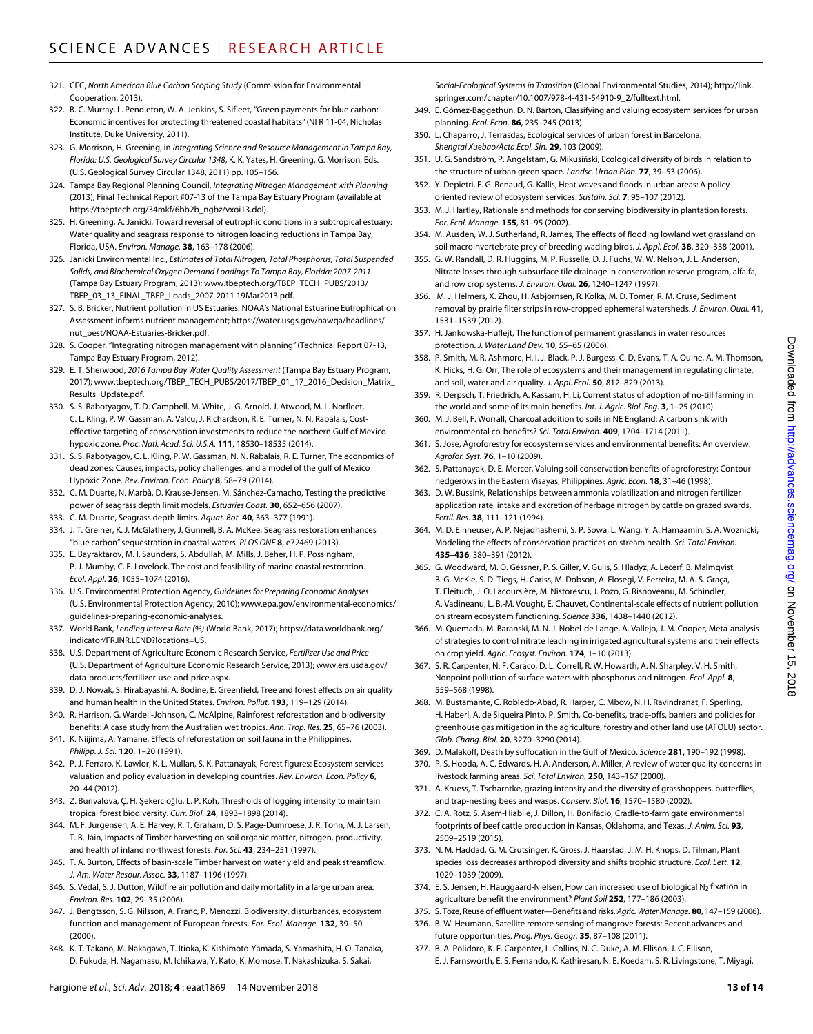321. CEC, *North American Blue Carbon Scoping Study* (Commission for Environmental Cooperation, 2013).
322. B. C. Murray, L. Pendleton, W. A. Jenkins, S. Sifleet, "Green payments for blue carbon: Economic incentives for protecting threatened coastal habitats" (NI R 11-04, Nicholas Institute, Duke University, 2011).
323. G. Morrison, H. Greening, in *Integrating Science and Resource Management in Tampa Bay, Florida: U.S. Geological Survey Circular 1348*, K. K. Yates, H. Greening, G. Morrison, Eds. (U.S. Geological Survey Circular 1348, 2011) pp. 105–156.
324. Tampa Bay Regional Planning Council, *Integrating Nitrogen Management with Planning* (2013), Final Technical Report #07-13 of the Tampa Bay Estuary Program (available at https://tbeptech.org/34mkf/6bb2b_ngbz/vxoi13.dol).
325. H. Greening, A. Janicki, Toward reversal of eutrophic conditions in a subtropical estuary: Water quality and seagrass response to nitrogen loading reductions in Tampa Bay, Florida, USA. *Environ. Manage.* **38**, 163–178 (2006).
326. Janicki Environmental Inc., *Estimates of Total Nitrogen, Total Phosphorus, Total Suspended Solids, and Biochemical Oxygen Demand Loadings To Tampa Bay, Florida: 2007-2011* (Tampa Bay Estuary Program, 2013); www.tbeptech.org/TBEP_TECH_PUBS/2013/TBEP_03_13_FINAL_TBEP_Loads_2007-2011 19Mar2013.pdf.
327. S. B. Bricker, Nutrient pollution in US Estuaries: NOAA's National Estuarine Eutrophication Assessment informs nutrient management; https://water.usgs.gov/nawqa/headlines/nut_pest/NOAA-Estuaries-Bricker.pdf.
328. S. Cooper, "Integrating nitrogen management with planning" (Technical Report 07-13, Tampa Bay Estuary Program, 2012).
329. E. T. Sherwood, *2016 Tampa Bay Water Quality Assessment* (Tampa Bay Estuary Program, 2017); www.tbeptech.org/TBEP_TECH_PUBS/2017/TBEP_01_17_2016_Decision_Matrix_Results_Update.pdf.
330. S. S. Rabotyagov, T. D. Campbell, M. White, J. G. Arnold, J. Atwood, M. L. Norfleet, C. L. Kling, P. W. Gassman, A. Valcu, J. Richardson, R. E. Turner, N. N. Rabalais, Cost-effective targeting of conservation investments to reduce the northern Gulf of Mexico hypoxic zone. *Proc. Natl. Acad. Sci. U.S.A.* **111**, 18530–18535 (2014).
331. S. S. Rabotyagov, C. L. Kling, P. W. Gassman, N. N. Rabalais, R. E. Turner, The economics of dead zones: Causes, impacts, policy challenges, and a model of the gulf of Mexico Hypoxic Zone. *Rev. Environ. Econ. Policy* **8**, 58–79 (2014).
332. C. M. Duarte, N. Marbà, D. Krause-Jensen, M. Sánchez-Camacho, Testing the predictive power of seagrass depth limit models. *Estuaries Coast.* **30**, 652–656 (2007).
333. C. M. Duarte, Seagrass depth limits. *Aquat. Bot.* **40**, 363–377 (1991).
334. J. T. Greiner, K. J. McGlathery, J. Gunnell, B. A. McKee, Seagrass restoration enhances "blue carbon" sequestration in coastal waters. *PLOS ONE* **8**, e72469 (2013).
335. E. Bayraktarov, M. I. Saunders, S. Abdullah, M. Mills, J. Beher, H. P. Possingham, P. J. Mumby, C. E. Lovelock, The cost and feasibility of marine coastal restoration. *Ecol. Appl.* **26**, 1055–1074 (2016).
336. U.S. Environmental Protection Agency, *Guidelines for Preparing Economic Analyses* (U.S. Environmental Protection Agency, 2010); www.epa.gov/environmental-economics/guidelines-preparing-economic-analyses.
337. World Bank, *Lending Interest Rate (%)* (World Bank, 2017); https://data.worldbank.org/indicator/FR.INR.LEND?locations=US.
338. U.S. Department of Agriculture Economic Research Service, *Fertilizer Use and Price* (U.S. Department of Agriculture Economic Research Service, 2013); www.ers.usda.gov/data-products/fertilizer-use-and-price.aspx.
339. D. J. Nowak, S. Hirabayashi, A. Bodine, E. Greenfield, Tree and forest effects on air quality and human health in the United States. *Environ. Pollut.* **193**, 119–129 (2014).
340. R. Harrison, G. Wardell-Johnson, C. McAlpine, Rainforest reforestation and biodiversity benefits: A case study from the Australian wet tropics. *Ann. Trop. Res.* **25**, 65–76 (2003).
341. K. Niijima, A. Yamane, Effects of reforestation on soil fauna in the Philippines. *Philipp. J. Sci.* **120**, 1–20 (1991).
342. P. J. Ferraro, K. Lawlor, K. L. Mullan, S. K. Pattanayak, Forest figures: Ecosystem services valuation and policy evaluation in developing countries. *Rev. Environ. Econ. Policy* **6**, 20–44 (2012).
343. Z. Burivalova, Ç. H. Şekercioğlu, L. P. Koh, Thresholds of logging intensity to maintain tropical forest biodiversity. *Curr. Biol.* **24**, 1893–1898 (2014).
344. M. F. Jurgensen, A. E. Harvey, R. T. Graham, D. S. Page-Dumroese, J. R. Tonn, M. J. Larsen, T. B. Jain, Impacts of Timber harvesting on soil organic matter, nitrogen, productivity, and health of inland northwest forests. *For. Sci.* **43**, 234–251 (1997).
345. T. A. Burton, Effects of basin-scale Timber harvest on water yield and peak streamflow. *J. Am. Water Resour. Assoc.* **33**, 1187–1196 (1997).
346. S. Vedal, S. J. Dutton, Wildfire air pollution and daily mortality in a large urban area. *Environ. Res.* **102**, 29–35 (2006).
347. J. Bengtsson, S. G. Nilsson, A. Franc, P. Menozzi, Biodiversity, disturbances, ecosystem function and management of European forests. *For. Ecol. Manage.* **132**, 39–50 (2000).
348. K. T. Takano, M. Nakagawa, T. Itioka, K. Kishimoto-Yamada, S. Yamashita, H. O. Tanaka, D. Fukuda, H. Nagamasu, M. Ichikawa, Y. Kato, K. Momose, T. Nakashizuka, S. Sakai, *Social-Ecological Systems in Transition* (Global Environmental Studies, 2014); http://link.springer.com/chapter/10.1007/978-4-431-54910-9_2/fulltext.html.
349. E. Gómez-Baggethun, D. N. Barton, Classifying and valuing ecosystem services for urban planning. *Ecol. Econ.* **86**, 235–245 (2013).
350. L. Chaparro, J. Terrasdas, Ecological services of urban forest in Barcelona. *Shengtai Xuebao/Acta Ecol. Sin.* **29**, 103 (2009).
351. U. G. Sandström, P. Angelstam, G. Mikusiński, Ecological diversity of birds in relation to the structure of urban green space. *Landsc. Urban Plan.* **77**, 39–53 (2006).
352. Y. Depietri, F. G. Renaud, G. Kallis, Heat waves and floods in urban areas: A policy-oriented review of ecosystem services. *Sustain. Sci.* **7**, 95–107 (2012).
353. M. J. Hartley, Rationale and methods for conserving biodiversity in plantation forests. *For. Ecol. Manage.* **155**, 81–95 (2002).
354. M. Ausden, W. J. Sutherland, R. James, The effects of flooding lowland wet grassland on soil macroinvertebrate prey of breeding wading birds. *J. Appl. Ecol.* **38**, 320–338 (2001).
355. G. W. Randall, D. R. Huggins, M. P. Russelle, D. J. Fuchs, W. W. Nelson, J. L. Anderson, Nitrate losses through subsurface tile drainage in conservation reserve program, alfalfa, and row crop systems. *J. Environ. Qual.* **26**, 1240–1247 (1997).
356. M. J. Helmers, X. Zhou, H. Asbjornsen, R. Kolka, M. D. Tomer, R. M. Cruse, Sediment removal by prairie filter strips in row-cropped ephemeral watersheds. *J. Environ. Qual.* **41**, 1531–1539 (2012).
357. H. Jankowska-Huflejt, The function of permanent grasslands in water resources protection. *J. Water Land Dev.* **10**, 55–65 (2006).
358. P. Smith, M. R. Ashmore, H. I. J. Black, P. J. Burgess, C. D. Evans, T. A. Quine, A. M. Thomson, K. Hicks, H. G. Orr, The role of ecosystems and their management in regulating climate, and soil, water and air quality. *J. Appl. Ecol.* **50**, 812–829 (2013).
359. R. Derpsch, T. Friedrich, A. Kassam, H. Li, Current status of adoption of no-till farming in the world and some of its main benefits. *Int. J. Agric. Biol. Eng.* **3**, 1–25 (2010).
360. M. J. Bell, F. Worrall, Charcoal addition to soils in NE England: A carbon sink with environmental co-benefits? *Sci. Total Environ.* **409**, 1704–1714 (2011).
361. S. Jose, Agroforestry for ecosystem services and environmental benefits: An overview. *Agrofor. Syst.* **76**, 1–10 (2009).
362. S. Pattanayak, D. E. Mercer, Valuing soil conservation benefits of agroforestry: Contour hedgerows in the Eastern Visayas, Philippines. *Agric. Econ.* **18**, 31–46 (1998).
363. D. W. Bussink, Relationships between ammonia volatilization and nitrogen fertilizer application rate, intake and excretion of herbage nitrogen by cattle on grazed swards. *Fertil. Res.* **38**, 111–121 (1994).
364. M. D. Einheuser, A. P. Nejadhashemi, S. P. Sowa, L. Wang, Y. A. Hamaamin, S. A. Woznicki, Modeling the effects of conservation practices on stream health. *Sci. Total Environ.* **435–436**, 380–391 (2012).
365. G. Woodward, M. O. Gessner, P. S. Giller, V. Gulis, S. Hladyz, A. Lecerf, B. Malmqvist, B. G. McKie, S. D. Tiegs, H. Cariss, M. Dobson, A. Elosegi, V. Ferreira, M. A. S. Graça, T. Fleituch, J. O. Lacoursière, M. Nistorescu, J. Pozo, G. Risnoveanu, M. Schindler, A. Vadineanu, L. B.-M. Vought, E. Chauvet, Continental-scale effects of nutrient pollution on stream ecosystem functioning. *Science* **336**, 1438–1440 (2012).
366. M. Quemada, M. Baranski, M. N. J. Nobel-de Lange, A. Vallejo, J. M. Cooper, Meta-analysis of strategies to control nitrate leaching in irrigated agricultural systems and their effects on crop yield. *Agric. Ecosyst. Environ.* **174**, 1–10 (2013).
367. S. R. Carpenter, N. F. Caraco, D. L. Correll, R. W. Howarth, A. N. Sharpley, V. H. Smith, Nonpoint pollution of surface waters with phosphorus and nitrogen. *Ecol. Appl.* **8**, 559–568 (1998).
368. M. Bustamante, C. Robledo-Abad, R. Harper, C. Mbow, N. H. Ravindranat, F. Sperling, H. Haberl, A. de Siqueira Pinto, P. Smith, Co-benefits, trade-offs, barriers and policies for greenhouse gas mitigation in the agriculture, forestry and other land use (AFOLU) sector. *Glob. Chang. Biol.* **20**, 3270–3290 (2014).
369. D. Malakoff, Death by suffocation in the Gulf of Mexico. *Science* **281**, 190–192 (1998).
370. P. S. Hooda, A. C. Edwards, H. A. Anderson, A. Miller, A review of water quality concerns in livestock farming areas. *Sci. Total Environ.* **250**, 143–167 (2000).
371. A. Kruess, T. Tscharntke, grazing intensity and the diversity of grasshoppers, butterflies, and trap-nesting bees and wasps. *Conserv. Biol.* **16**, 1570–1580 (2002).
372. C. A. Rotz, S. Asem-Hiablie, J. Dillon, H. Bonifacio, Cradle-to-farm gate environmental footprints of beef cattle production in Kansas, Oklahoma, and Texas. *J. Anim. Sci.* **93**, 2509–2519 (2015).
373. N. M. Haddad, G. M. Crutsinger, K. Gross, J. Haarstad, J. M. H. Knops, D. Tilman, Plant species loss decreases arthropod diversity and shifts trophic structure. *Ecol. Lett.* **12**, 1029–1039 (2009).
374. E. S. Jensen, H. Hauggaard-Nielsen, How can increased use of biological $N_2$ fixation in agriculture benefit the environment? *Plant Soil* **252**, 177–186 (2003).
375. S. Toze, Reuse of effluent water—Benefits and risks. *Agric. Water Manage.* **80**, 147–159 (2006).
376. B. W. Heumann, Satellite remote sensing of mangrove forests: Recent advances and future opportunities. *Prog. Phys. Geogr.* **35**, 87–108 (2011).
377. B. A. Polidoro, K. E. Carpenter, L. Collins, N. C. Duke, A. M. Ellison, J. C. Ellison, E. J. Farnsworth, E. S. Fernando, K. Kathiresan, N. E. Koedam, S. R. Livingstone, T. Miyagi,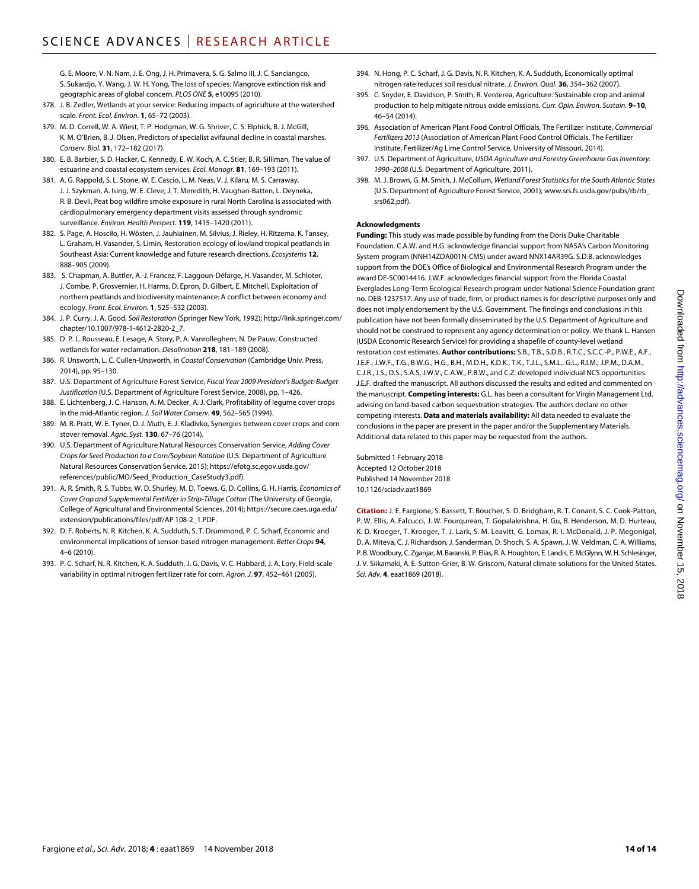G. E. Moore, V. N. Nam, J. E. Ong, J. H. Primavera, S. G. Salmo III, J. C. Sanciangco, S. Sukardjo, Y. Wang, J. W. H. Yong, The loss of species: Mangrove extinction risk and geographic areas of global concern. *PLOS ONE* **5**, e10095 (2010).

378. J. B. Zedler, Wetlands at your service: Reducing impacts of agriculture at the watershed scale. *Front. Ecol. Environ.* **1**, 65–72 (2003).
379. M. D. Correll, W. A. Wiest, T. P. Hodgman, W. G. Shriver, C. S. Elphick, B. J. McGill, K. M. O'Brien, B. J. Olsen, Predictors of specialist avifaunal decline in coastal marshes. *Conserv. Biol.* **31**, 172–182 (2017).
380. E. B. Barbier, S. D. Hacker, C. Kennedy, E. W. Koch, A. C. Stier, B. R. Silliman, The value of estuarine and coastal ecosystem services. *Ecol. Monogr.* **81**, 169–193 (2011).
381. A. G. Rappold, S. L. Stone, W. E. Cascio, L. M. Neas, V. J. Kilaru, M. S. Carraway, J. J. Szykman, A. Ising, W. E. Cleve, J. T. Meredith, H. Vaughan-Batten, L. Deyneka, R. B. Devli, Peat bog wildfire smoke exposure in rural North Carolina is associated with cardiopulmonary emergency department visits assessed through syndromic surveillance. *Environ. Health Perspect.* **119**, 1415–1420 (2011).
382. S. Page, A. Hosciło, H. Wösten, J. Jauhiainen, M. Silvius, J. Rieley, H. Ritzema, K. Tansey, L. Graham, H. Vasander, S. Limin, Restoration ecology of lowland tropical peatlands in Southeast Asia: Current knowledge and future research directions. *Ecosystems* **12**, 888–905 (2009).
383. S. Chapman, A. Buttler, A.-J. Francez, F. Laggoun-Défarge, H. Vasander, M. Schloter, J. Combe, P. Grosvernier, H. Harms, D. Epron, D. Gilbert, E. Mitchell, Exploitation of northern peatlands and biodiversity maintenance: A conflict between economy and ecology. *Front. Ecol. Environ.* **1**, 525–532 (2003).
384. J. P. Curry, J. A. Good, *Soil Restoration* (Springer New York, 1992); http://link.springer.com/chapter/10.1007/978-1-4612-2820-2_7.
385. D. P. L. Rousseau, E. Lesage, A. Story, P. A. Vanrolleghem, N. De Pauw, Constructed wetlands for water reclamation. *Desalination* **218**, 181–189 (2008).
386. R. Unsworth, L. C. Cullen-Unsworth, in *Coastal Conservation* (Cambridge Univ. Press, 2014), pp. 95–130.
387. U.S. Department of Agriculture Forest Service, *Fiscal Year 2009 President's Budget: Budget Justification* (U.S. Department of Agriculture Forest Service, 2008), pp. 1–426.
388. E. Lichtenberg, J. C. Hanson, A. M. Decker, A. J. Clark, Profitability of legume cover crops in the mid-Atlantic region. *J. Soil Water Conserv.* **49**, 562–565 (1994).
389. M. R. Pratt, W. E. Tyner, D. J. Muth, E. J. Kladivko, Synergies between cover crops and corn stover removal. *Agric. Syst.* **130**, 67–76 (2014).
390. U.S. Department of Agriculture Natural Resources Conservation Service, *Adding Cover Crops for Seed Production to a Corn/Soybean Rotation* (U.S. Department of Agriculture Natural Resources Conservation Service, 2015); https://efotg.sc.egov.usda.gov/references/public/MO/Seed_Production_CaseStudy3.pdf).
391. A. R. Smith, R. S. Tubbs, W. D. Shurley, M. D. Toews, G. D. Collins, G. H. Harris, *Economics of Cover Crop and Supplemental Fertilizer in Strip-Tillage Cotton* (The University of Georgia, College of Agricultural and Environmental Sciences, 2014); https://secure.caes.uga.edu/extension/publications/files/pdf/AP 108-2_1.PDF.
392. D. F. Roberts, N. R. Kitchen, K. A. Sudduth, S. T. Drummond, P. C. Scharf, Economic and environmental implications of sensor-based nitrogen management. *Better Crops* **94**, 4–6 (2010).
393. P. C. Scharf, N. R. Kitchen, K. A. Sudduth, J. G. Davis, V. C. Hubbard, J. A. Lory, Field-scale variability in optimal nitrogen fertilizer rate for corn. *Agron. J.* **97**, 452–461 (2005).
394. N. Hong, P. C. Scharf, J. G. Davis, N. R. Kitchen, K. A. Sudduth, Economically optimal nitrogen rate reduces soil residual nitrate. *J. Environ. Qual.* **36**, 354–362 (2007).
395. C. Snyder, E. Davidson, P. Smith, R. Venterea, Agriculture: Sustainable crop and animal production to help mitigate nitrous oxide emissions. *Curr. Opin. Environ. Sustain.* **9–10**, 46–54 (2014).
396. Association of American Plant Food Control Officials, The Fertilizer Institute, *Commercial Fertilizers 2013* (Association of American Plant Food Control Officials, The Fertilizer Institute, Fertilizer/Ag Lime Control Service, University of Missouri, 2014).
397. U.S. Department of Agriculture, *USDA Agriculture and Forestry Greenhouse Gas Inventory: 1990–2008* (U.S. Department of Agriculture, 2011).
398. M. J. Brown, G. M. Smith, J. McCollum, *Wetland Forest Statistics for the South Atlantic States* (U.S. Department of Agriculture Forest Service, 2001); www.srs.fs.usda.gov/pubs/rb/rb_srs062.pdf).

#### Acknowledgments

**Funding:** This study was made possible by funding from the Doris Duke Charitable Foundation. C.A.W. and H.G. acknowledge financial support from NASA's Carbon Monitoring System program (NNH14ZDA001N-CMS) under award NNX14AR39G. S.D.B. acknowledges support from the DOE's Office of Biological and Environmental Research Program under the award DE-SC0014416. J.W.F. acknowledges financial support from the Florida Coastal Everglades Long-Term Ecological Research program under National Science Foundation grant no. DEB-1237517. Any use of trade, firm, or product names is for descriptive purposes only and does not imply endorsement by the U.S. Government. The findings and conclusions in this publication have not been formally disseminated by the U.S. Department of Agriculture and should not be construed to represent any agency determination or policy. We thank L. Hansen (USDA Economic Research Service) for providing a shapefile of county-level wetland restoration cost estimates. **Author contributions:** S.B., T.B., S.D.B., R.T.C., S.C.C.-P., P.W.E., A.F., J.E.F., J.W.F., T.G., B.W.G., H.G., B.H., M.D.H., K.D.K., T.K., T.J.L., S.M.L., G.L., R.I.M., J.P.M., D.A.M., C.J.R., J.S., D.S., S.A.S, J.W.V., C.A.W., P.B.W., and C.Z. developed individual NCS opportunities. J.E.F. drafted the manuscript. All authors discussed the results and edited and commented on the manuscript. **Competing interests:** G.L. has been a consultant for Virgin Management Ltd. advising on land-based carbon sequestration strategies. The authors declare no other competing interests. **Data and materials availability:** All data needed to evaluate the conclusions in the paper are present in the paper and/or the Supplementary Materials. Additional data related to this paper may be requested from the authors.

Submitted 1 February 2018
Accepted 12 October 2018
Published 14 November 2018
10.1126/sciadv.aat1869

**Citation:** J. E. Fargione, S. Bassett, T. Boucher, S. D. Bridgham, R. T. Conant, S. C. Cook-Patton, P. W. Ellis, A. Falcucci, J. W. Fourqurean, T. Gopalakrishna, H. Gu, B. Henderson, M. D. Hurteau, K. D. Kroeger, T. Kroeger, T. J. Lark, S. M. Leavitt, G. Lomax, R. I. McDonald, J. P. Megonigal, D. A. Miteva, C. J. Richardson, J. Sanderman, D. Shoch, S. A. Spawn, J. W. Veldman, C. A. Williams, P. B. Woodbury, C. Zganjar, M. Baranski, P. Elias, R. A. Houghton, E. Landis, E. McGlynn, W. H. Schlesinger, J. V. Siikamaki, A. E. Sutton-Grier, B. W. Griscom, Natural climate solutions for the United States. *Sci. Adv.* **4**, eaat1869 (2018).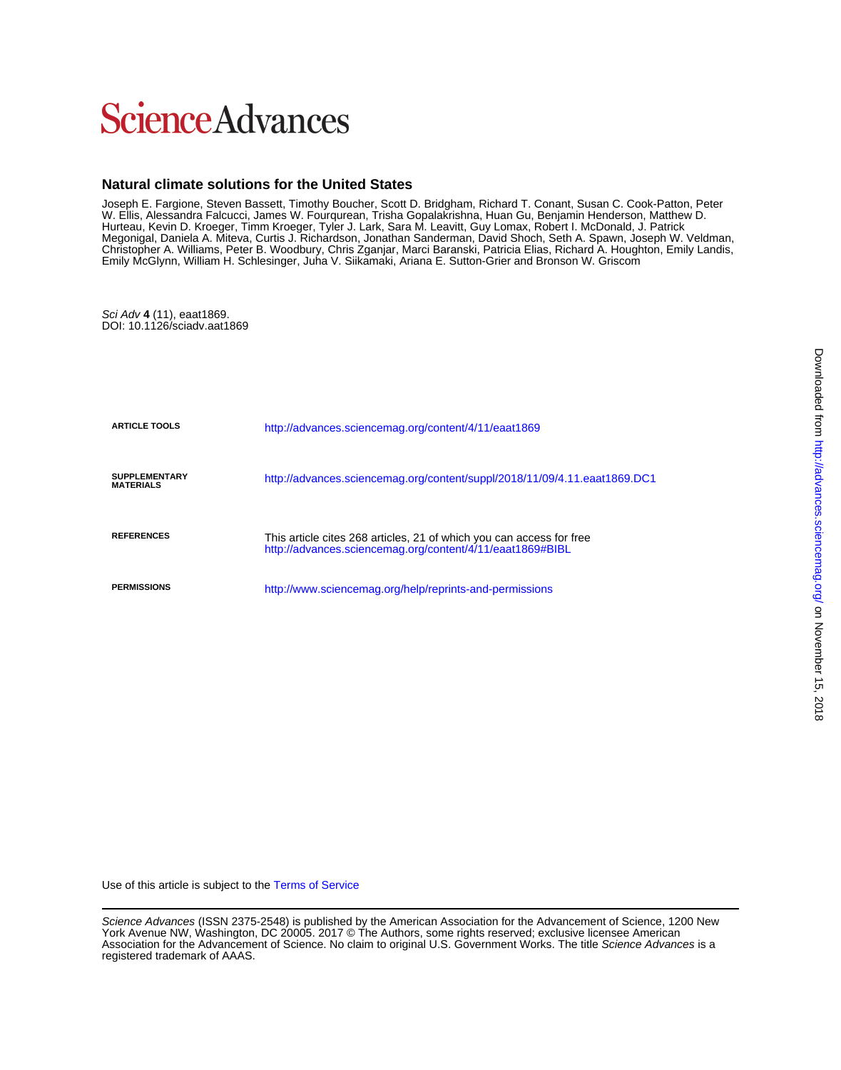# Science Advances

## Natural climate solutions for the United States

Joseph E. Fargione, Steven Bassett, Timothy Boucher, Scott D. Bridgham, Richard T. Conant, Susan C. Cook-Patton, Peter W. Ellis, Alessandra Falcucci, James W. Fourqurean, Trisha Gopalakrishna, Huan Gu, Benjamin Henderson, Matthew D. Hurteau, Kevin D. Kroeger, Timm Kroeger, Tyler J. Lark, Sara M. Leavitt, Guy Lomax, Robert I. McDonald, J. Patrick Megonigal, Daniela A. Miteva, Curtis J. Richardson, Jonathan Sanderman, David Shoch, Seth A. Spawn, Joseph W. Veldman, Christopher A. Williams, Peter B. Woodbury, Chris Zganjar, Marci Baranski, Patricia Elias, Richard A. Houghton, Emily Landis, Emily McGlynn, William H. Schlesinger, Juha V. Siikamaki, Ariana E. Sutton-Grier and Bronson W. Griscom

*Sci Adv* **4** (11), eaat1869.
DOI: 10.1126/sciadv.aat1869

| | |
|---|---|
| **ARTICLE TOOLS** | http://advances.sciencemag.org/content/4/11/eaat1869 |
| **SUPPLEMENTARY MATERIALS** | http://advances.sciencemag.org/content/suppl/2018/11/09/4.11.eaat1869.DC1 |
| **REFERENCES** | This article cites 268 articles, 21 of which you can access for free http://advances.sciencemag.org/content/4/11/eaat1869#BIBL |
| **PERMISSIONS** | http://www.sciencemag.org/help/reprints-and-permissions |

Use of this article is subject to the Terms of Service

*Science Advances* (ISSN 2375-2548) is published by the American Association for the Advancement of Science, 1200 New York Avenue NW, Washington, DC 20005. 2017 © The Authors, some rights reserved; exclusive licensee American Association for the Advancement of Science. No claim to original U.S. Government Works. The title *Science Advances* is a registered trademark of AAAS.